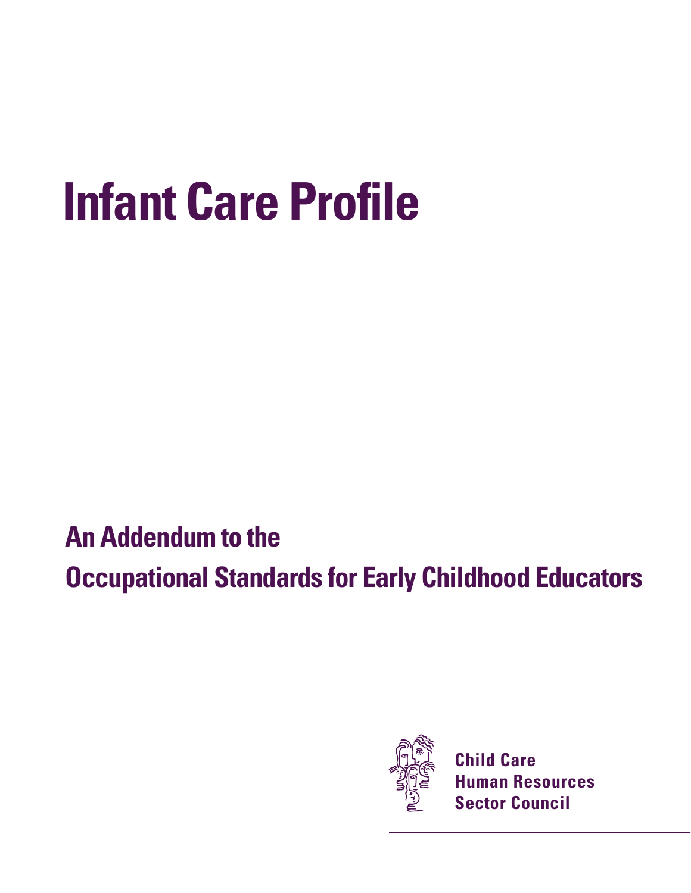# Infant Care Profile

## An Addendum to the Occupational Standards for Early Childhood Educators

**Child Care Human Resources Sector Council**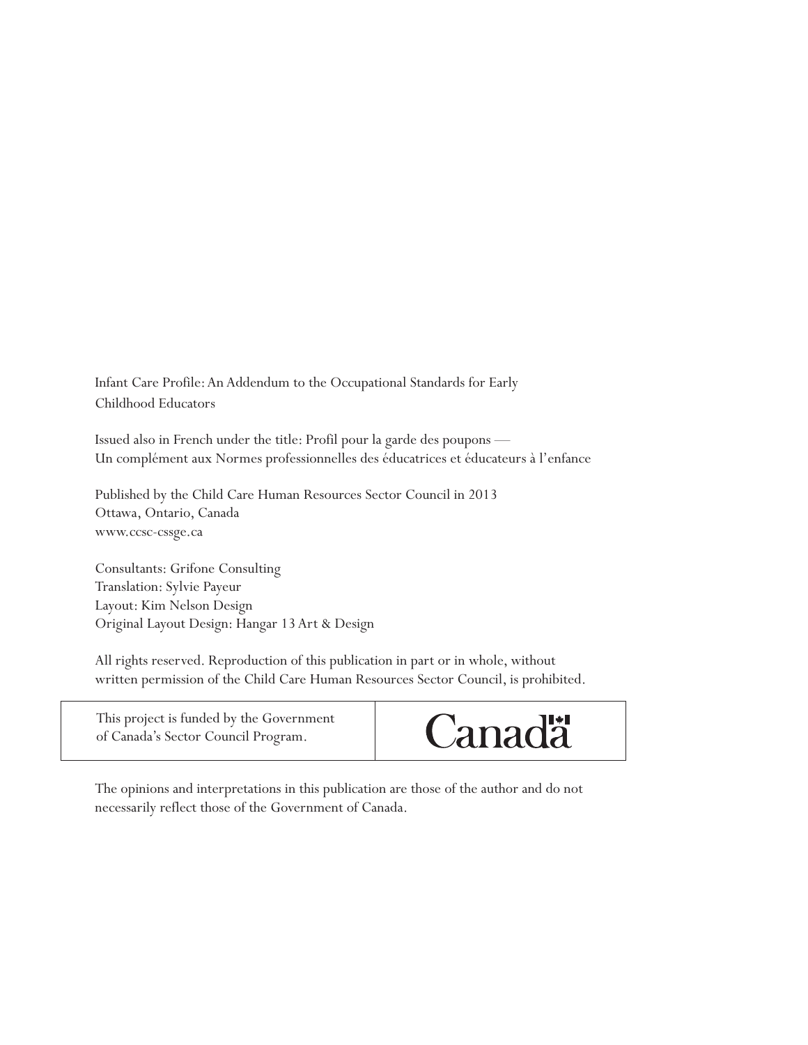Infant Care Profile: An Addendum to the Occupational Standards for Early Childhood Educators

Issued also in French under the title: Profil pour la garde des poupons — Un complément aux Normes professionnelles des éducatrices et éducateurs à l'enfance

Published by the Child Care Human Resources Sector Council in 2013
Ottawa, Ontario, Canada
www.ccsc-cssge.ca

Consultants: Grifone Consulting
Translation: Sylvie Payeur
Layout: Kim Nelson Design
Original Layout Design: Hangar 13 Art & Design

All rights reserved. Reproduction of this publication in part or in whole, without written permission of the Child Care Human Resources Sector Council, is prohibited.

| This project is funded by the Government of Canada's Sector Council Program. | Canada |
| --- | --- |

The opinions and interpretations in this publication are those of the author and do not necessarily reflect those of the Government of Canada.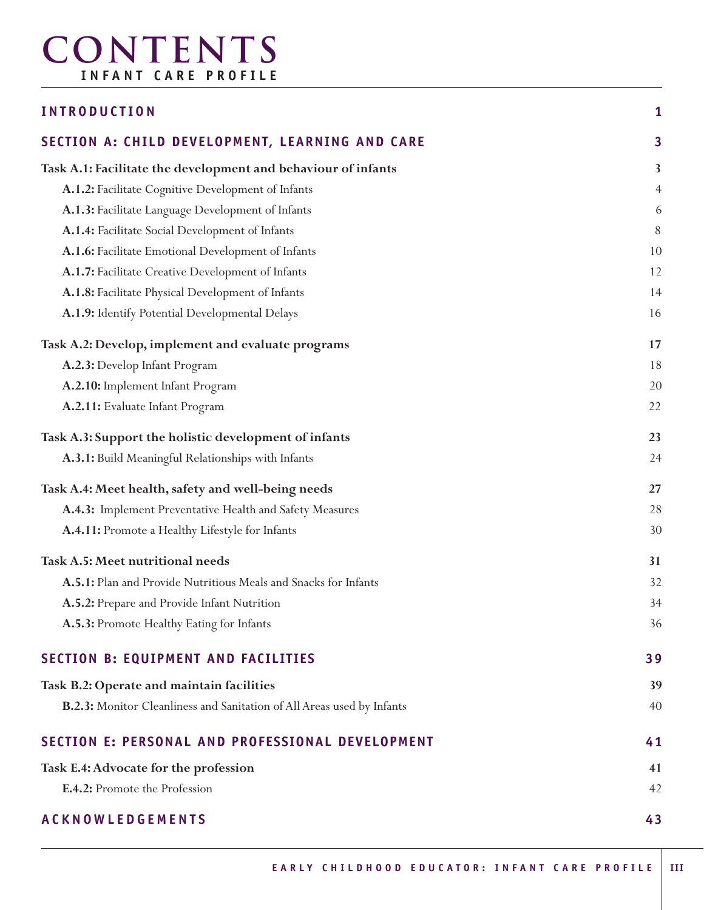# CONTENTS

**INFANT CARE PROFILE**

| | |
|---|---|
| **INTRODUCTION** | **1** |
| **SECTION A: CHILD DEVELOPMENT, LEARNING AND CARE** | **3** |
| **Task A.1: Facilitate the development and behaviour of infants** | **3** |
| **A.1.2:** Facilitate Cognitive Development of Infants | 4 |
| **A.1.3:** Facilitate Language Development of Infants | 6 |
| **A.1.4:** Facilitate Social Development of Infants | 8 |
| **A.1.6:** Facilitate Emotional Development of Infants | 10 |
| **A.1.7:** Facilitate Creative Development of Infants | 12 |
| **A.1.8:** Facilitate Physical Development of Infants | 14 |
| **A.1.9:** Identify Potential Developmental Delays | 16 |
| **Task A.2: Develop, implement and evaluate programs** | **17** |
| **A.2.3:** Develop Infant Program | 18 |
| **A.2.10:** Implement Infant Program | 20 |
| **A.2.11:** Evaluate Infant Program | 22 |
| **Task A.3: Support the holistic development of infants** | **23** |
| **A.3.1:** Build Meaningful Relationships with Infants | 24 |
| **Task A.4: Meet health, safety and well-being needs** | **27** |
| **A.4.3:** Implement Preventative Health and Safety Measures | 28 |
| **A.4.11:** Promote a Healthy Lifestyle for Infants | 30 |
| **Task A.5: Meet nutritional needs** | **31** |
| **A.5.1:** Plan and Provide Nutritious Meals and Snacks for Infants | 32 |
| **A.5.2:** Prepare and Provide Infant Nutrition | 34 |
| **A.5.3:** Promote Healthy Eating for Infants | 36 |
| **SECTION B: EQUIPMENT AND FACILITIES** | **39** |
| **Task B.2: Operate and maintain facilities** | **39** |
| **B.2.3:** Monitor Cleanliness and Sanitation of All Areas used by Infants | 40 |
| **SECTION E: PERSONAL AND PROFESSIONAL DEVELOPMENT** | **41** |
| **Task E.4: Advocate for the profession** | **41** |
| **E.4.2:** Promote the Profession | 42 |
| **ACKNOWLEDGEMENTS** | **43** |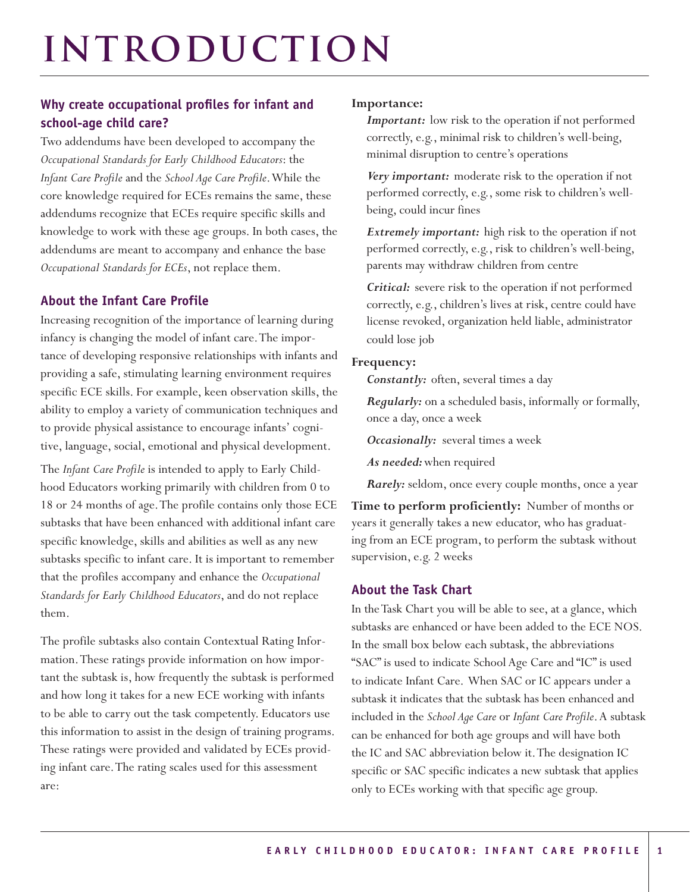# INTRODUCTION

## Why create occupational profiles for infant and school-age child care?

Two addendums have been developed to accompany the *Occupational Standards for Early Childhood Educators*: the *Infant Care Profile* and the *School Age Care Profile*. While the core knowledge required for ECEs remains the same, these addendums recognize that ECEs require specific skills and knowledge to work with these age groups. In both cases, the addendums are meant to accompany and enhance the base *Occupational Standards for ECEs*, not replace them.

## About the Infant Care Profile

Increasing recognition of the importance of learning during infancy is changing the model of infant care. The importance of developing responsive relationships with infants and providing a safe, stimulating learning environment requires specific ECE skills. For example, keen observation skills, the ability to employ a variety of communication techniques and to provide physical assistance to encourage infants' cognitive, language, social, emotional and physical development.

The *Infant Care Profile* is intended to apply to Early Childhood Educators working primarily with children from 0 to 18 or 24 months of age. The profile contains only those ECE subtasks that have been enhanced with additional infant care specific knowledge, skills and abilities as well as any new subtasks specific to infant care. It is important to remember that the profiles accompany and enhance the *Occupational Standards for Early Childhood Educators*, and do not replace them.

The profile subtasks also contain Contextual Rating Information. These ratings provide information on how important the subtask is, how frequently the subtask is performed and how long it takes for a new ECE working with infants to be able to carry out the task competently. Educators use this information to assist in the design of training programs. These ratings were provided and validated by ECEs providing infant care. The rating scales used for this assessment are:

**Importance:**

***Important:*** low risk to the operation if not performed correctly, e.g., minimal risk to children's well-being, minimal disruption to centre's operations

***Very important:*** moderate risk to the operation if not performed correctly, e.g., some risk to children's well-being, could incur fines

***Extremely important:*** high risk to the operation if not performed correctly, e.g., risk to children's well-being, parents may withdraw children from centre

***Critical:*** severe risk to the operation if not performed correctly, e.g., children's lives at risk, centre could have license revoked, organization held liable, administrator could lose job

**Frequency:**

***Constantly:*** often, several times a day

***Regularly:*** on a scheduled basis, informally or formally, once a day, once a week

***Occasionally:*** several times a week

***As needed:*** when required

***Rarely:*** seldom, once every couple months, once a year

**Time to perform proficiently:** Number of months or years it generally takes a new educator, who has graduating from an ECE program, to perform the subtask without supervision, e.g. 2 weeks

## About the Task Chart

In the Task Chart you will be able to see, at a glance, which subtasks are enhanced or have been added to the ECE NOS. In the small box below each subtask, the abbreviations "SAC" is used to indicate School Age Care and "IC" is used to indicate Infant Care. When SAC or IC appears under a subtask it indicates that the subtask has been enhanced and included in the *School Age Care* or *Infant Care Profile*. A subtask can be enhanced for both age groups and will have both the IC and SAC abbreviation below it. The designation IC specific or SAC specific indicates a new subtask that applies only to ECEs working with that specific age group.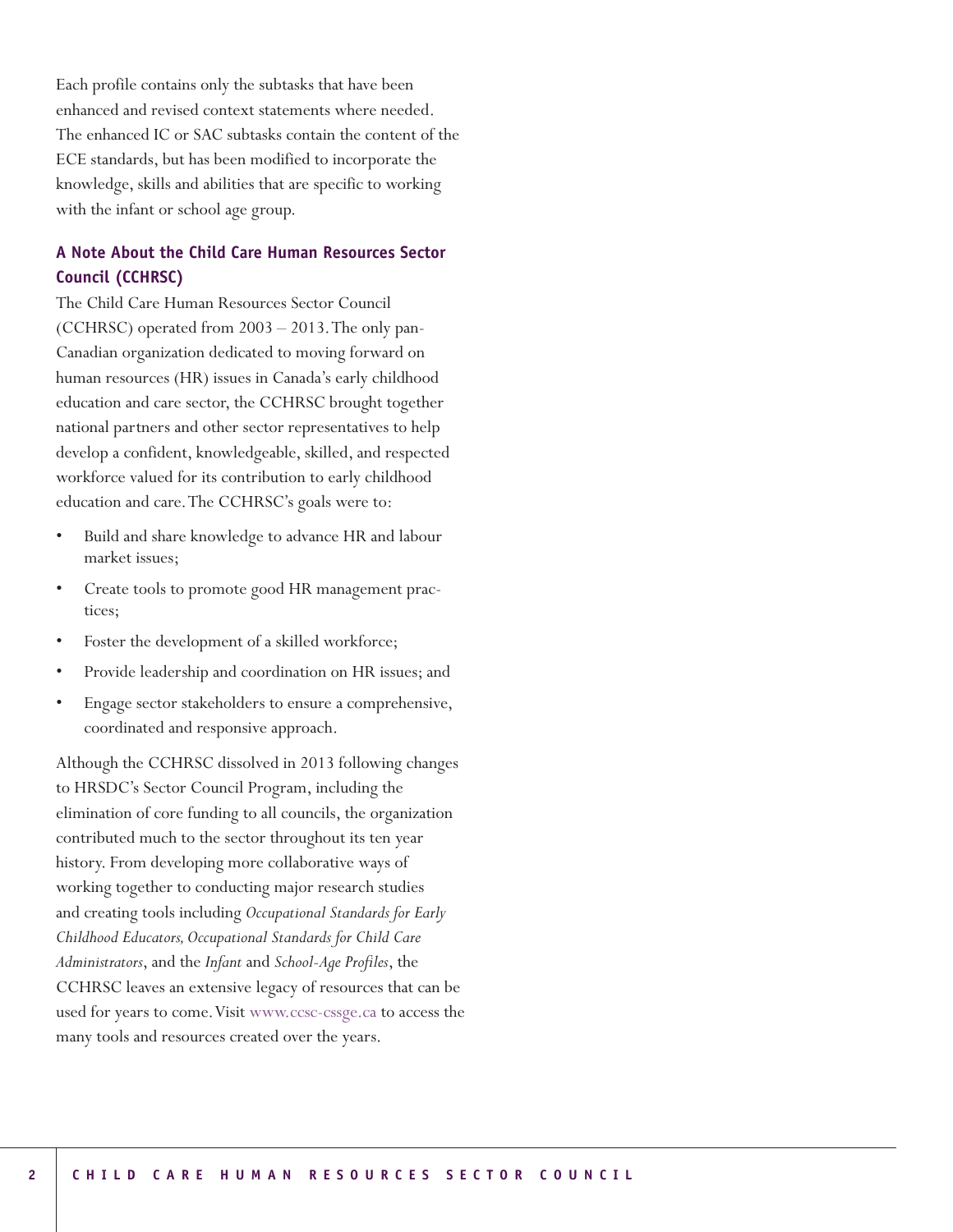Each profile contains only the subtasks that have been enhanced and revised context statements where needed. The enhanced IC or SAC subtasks contain the content of the ECE standards, but has been modified to incorporate the knowledge, skills and abilities that are specific to working with the infant or school age group.

### A Note About the Child Care Human Resources Sector Council (CCHRSC)

The Child Care Human Resources Sector Council (CCHRSC) operated from 2003 – 2013. The only pan-Canadian organization dedicated to moving forward on human resources (HR) issues in Canada's early childhood education and care sector, the CCHRSC brought together national partners and other sector representatives to help develop a confident, knowledgeable, skilled, and respected workforce valued for its contribution to early childhood education and care. The CCHRSC's goals were to:

- Build and share knowledge to advance HR and labour market issues;
- Create tools to promote good HR management practices;
- Foster the development of a skilled workforce;
- Provide leadership and coordination on HR issues; and
- Engage sector stakeholders to ensure a comprehensive, coordinated and responsive approach.

Although the CCHRSC dissolved in 2013 following changes to HRSDC's Sector Council Program, including the elimination of core funding to all councils, the organization contributed much to the sector throughout its ten year history. From developing more collaborative ways of working together to conducting major research studies and creating tools including *Occupational Standards for Early Childhood Educators, Occupational Standards for Child Care Administrators*, and the *Infant* and *School-Age Profiles*, the CCHRSC leaves an extensive legacy of resources that can be used for years to come. Visit www.ccsc-cssge.ca to access the many tools and resources created over the years.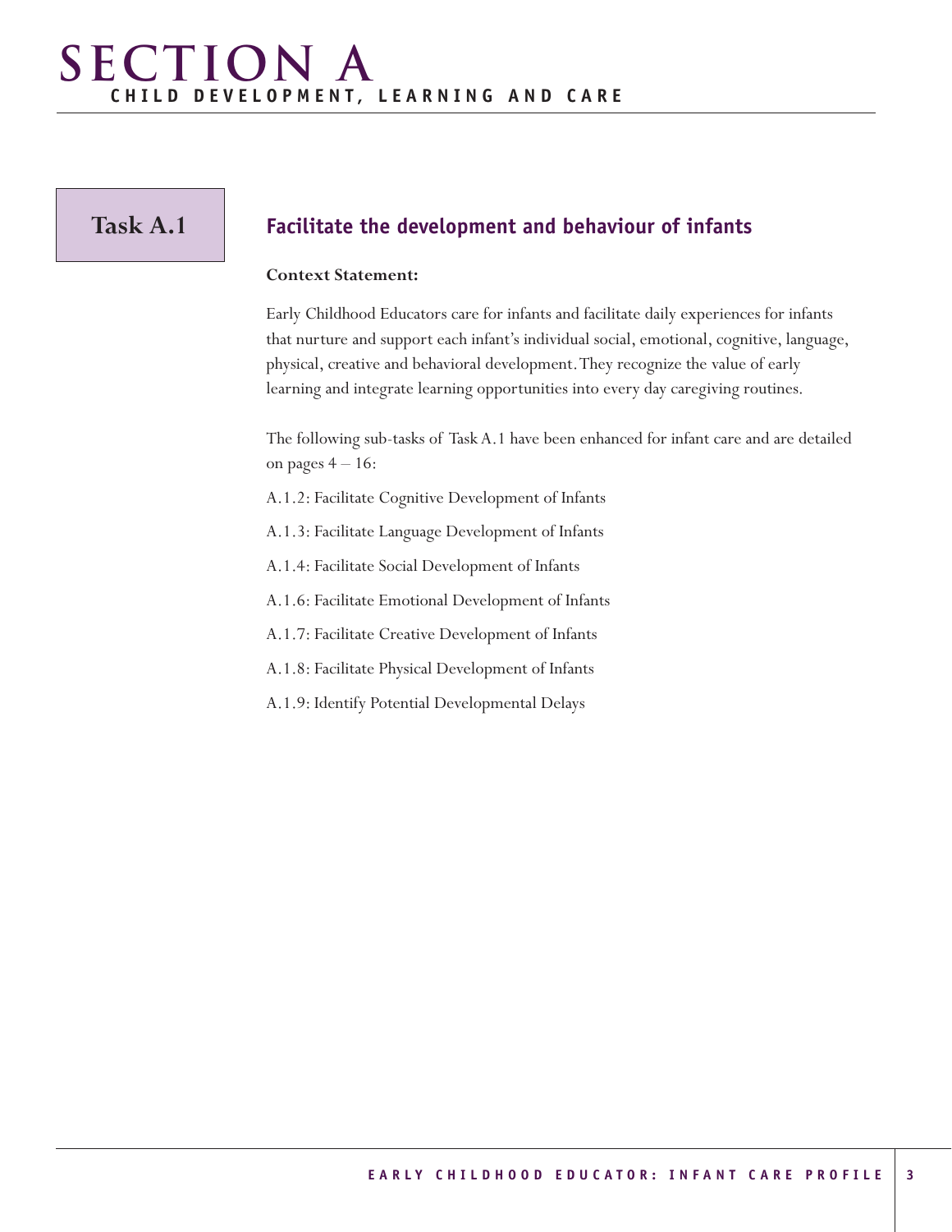# SECTION A
## CHILD DEVELOPMENT, LEARNING AND CARE

## Task A.1

### Facilitate the development and behaviour of infants

**Context Statement:**

Early Childhood Educators care for infants and facilitate daily experiences for infants that nurture and support each infant's individual social, emotional, cognitive, language, physical, creative and behavioral development. They recognize the value of early learning and integrate learning opportunities into every day caregiving routines.

The following sub-tasks of Task A.1 have been enhanced for infant care and are detailed on pages 4 – 16:

A.1.2: Facilitate Cognitive Development of Infants

A.1.3: Facilitate Language Development of Infants

A.1.4: Facilitate Social Development of Infants

A.1.6: Facilitate Emotional Development of Infants

A.1.7: Facilitate Creative Development of Infants

A.1.8: Facilitate Physical Development of Infants

A.1.9: Identify Potential Developmental Delays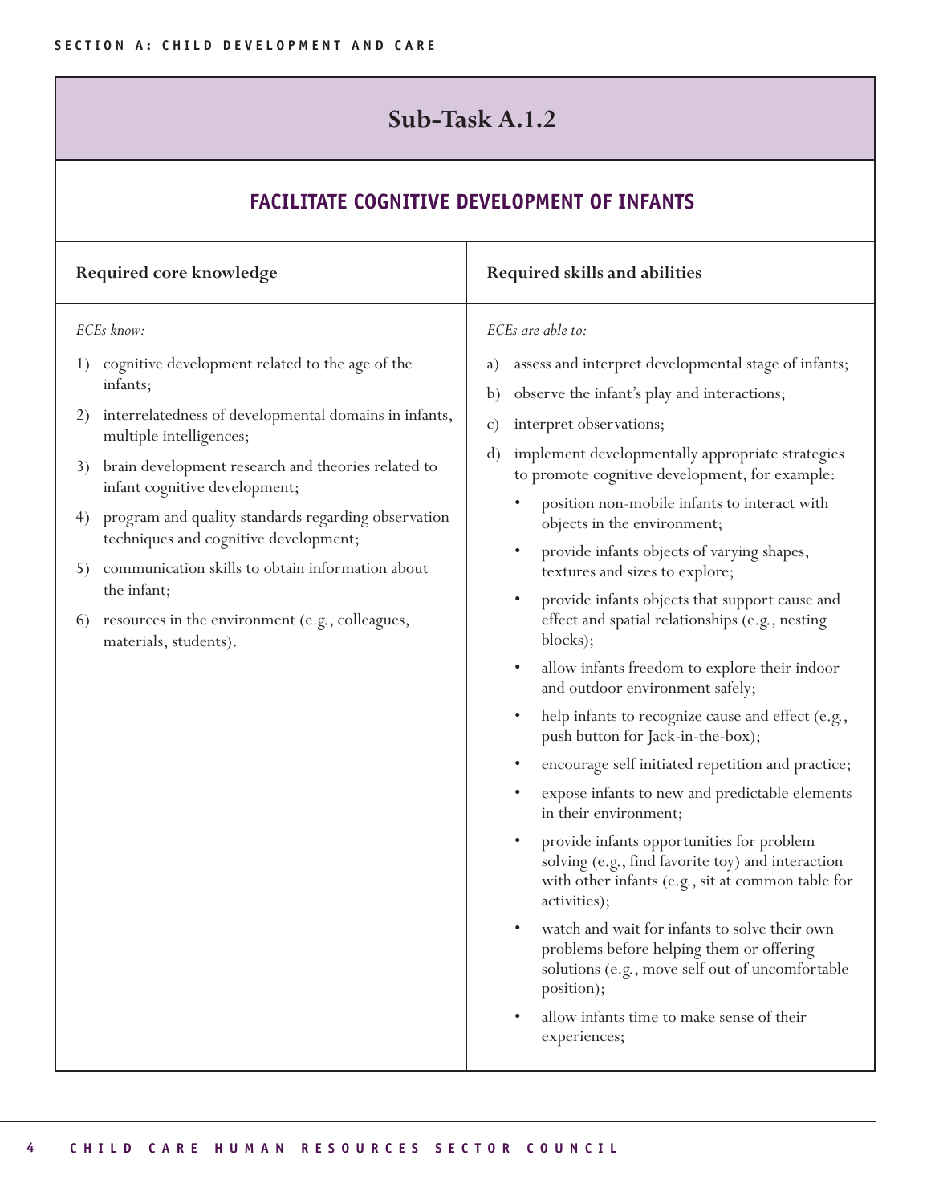## Sub-Task A.1.2

### FACILITATE COGNITIVE DEVELOPMENT OF INFANTS

| Required core knowledge | Required skills and abilities |
|---|---|
| *ECEs know:*<br><br>1) cognitive development related to the age of the infants;<br>2) interrelatedness of developmental domains in infants, multiple intelligences;<br>3) brain development research and theories related to infant cognitive development;<br>4) program and quality standards regarding observation techniques and cognitive development;<br>5) communication skills to obtain information about the infant;<br>6) resources in the environment (e.g., colleagues, materials, students). | *ECEs are able to:*<br><br>a) assess and interpret developmental stage of infants;<br>b) observe the infant's play and interactions;<br>c) interpret observations;<br>d) implement developmentally appropriate strategies to promote cognitive development, for example:<br>• position non-mobile infants to interact with objects in the environment;<br>• provide infants objects of varying shapes, textures and sizes to explore;<br>• provide infants objects that support cause and effect and spatial relationships (e.g., nesting blocks);<br>• allow infants freedom to explore their indoor and outdoor environment safely;<br>• help infants to recognize cause and effect (e.g., push button for Jack-in-the-box);<br>• encourage self initiated repetition and practice;<br>• expose infants to new and predictable elements in their environment;<br>• provide infants opportunities for problem solving (e.g., find favorite toy) and interaction with other infants (e.g., sit at common table for activities);<br>• watch and wait for infants to solve their own problems before helping them or offering solutions (e.g., move self out of uncomfortable position);<br>• allow infants time to make sense of their experiences; |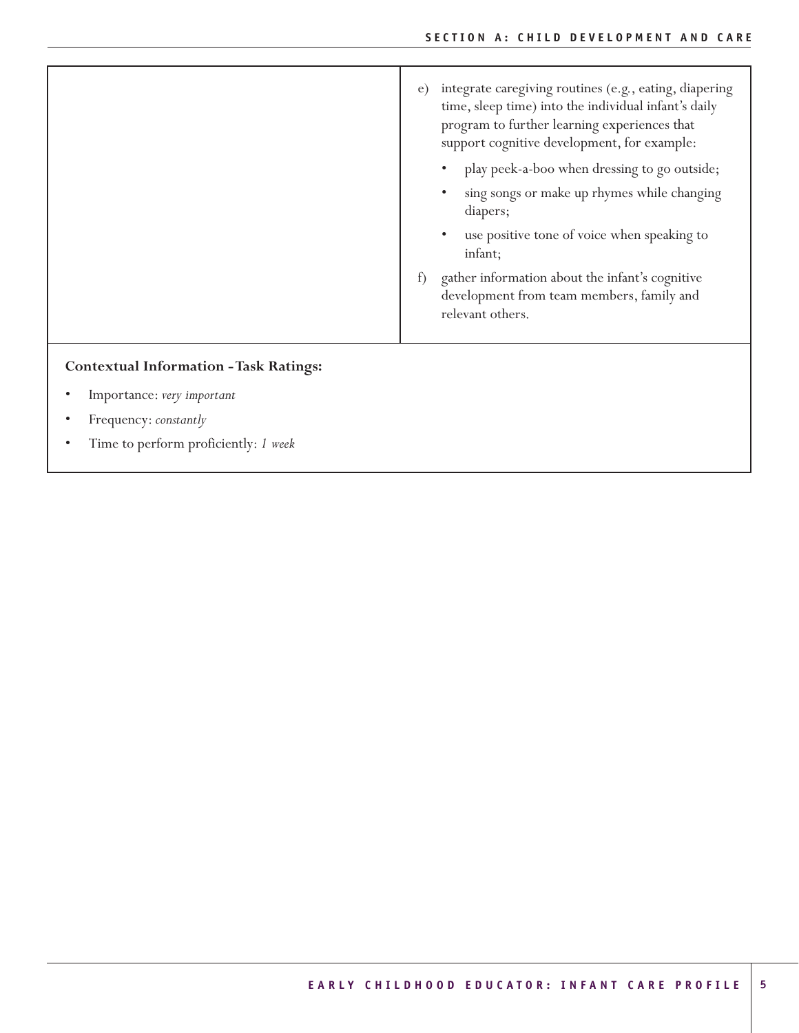|  |  |
|---|---|
|  | e) integrate caregiving routines (e.g., eating, diapering time, sleep time) into the individual infant's daily program to further learning experiences that support cognitive development, for example:<br>• play peek-a-boo when dressing to go outside;<br>• sing songs or make up rhymes while changing diapers;<br>• use positive tone of voice when speaking to infant;<br>f) gather information about the infant's cognitive development from team members, family and relevant others. |

**Contextual Information - Task Ratings:**

- Importance: *very important*
- Frequency: *constantly*
- Time to perform proficiently: *1 week*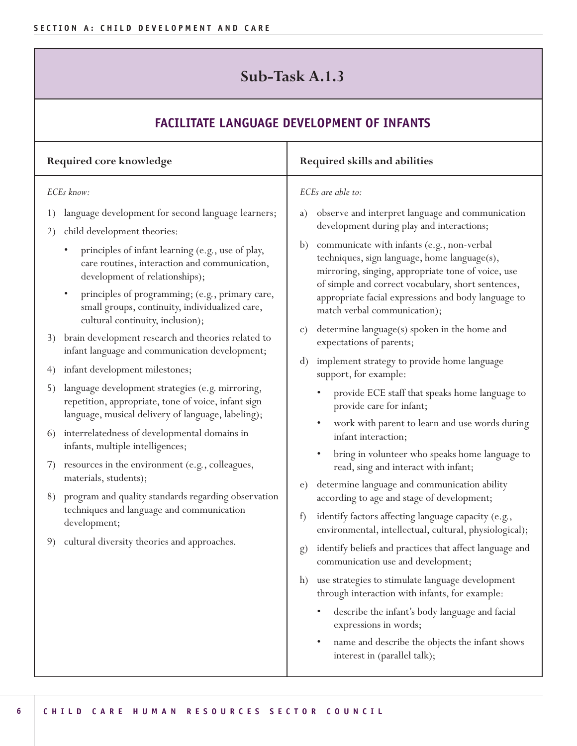## Sub-Task A.1.3

### FACILITATE LANGUAGE DEVELOPMENT OF INFANTS

| Required core knowledge | Required skills and abilities |
|---|---|
| *ECEs know:*<br><br>1) language development for second language learners;<br>2) child development theories:<br>• principles of infant learning (e.g., use of play, care routines, interaction and communication, development of relationships);<br>• principles of programming; (e.g., primary care, small groups, continuity, individualized care, cultural continuity, inclusion);<br>3) brain development research and theories related to infant language and communication development;<br>4) infant development milestones;<br>5) language development strategies (e.g. mirroring, repetition, appropriate, tone of voice, infant sign language, musical delivery of language, labeling);<br>6) interrelatedness of developmental domains in infants, multiple intelligences;<br>7) resources in the environment (e.g., colleagues, materials, students);<br>8) program and quality standards regarding observation techniques and language and communication development;<br>9) cultural diversity theories and approaches. | *ECEs are able to:*<br><br>a) observe and interpret language and communication development during play and interactions;<br>b) communicate with infants (e.g., non-verbal techniques, sign language, home language(s), mirroring, singing, appropriate tone of voice, use of simple and correct vocabulary, short sentences, appropriate facial expressions and body language to match verbal communication);<br>c) determine language(s) spoken in the home and expectations of parents;<br>d) implement strategy to provide home language support, for example:<br>• provide ECE staff that speaks home language to provide care for infant;<br>• work with parent to learn and use words during infant interaction;<br>• bring in volunteer who speaks home language to read, sing and interact with infant;<br>e) determine language and communication ability according to age and stage of development;<br>f) identify factors affecting language capacity (e.g., environmental, intellectual, cultural, physiological);<br>g) identify beliefs and practices that affect language and communication use and development;<br>h) use strategies to stimulate language development through interaction with infants, for example:<br>• describe the infant's body language and facial expressions in words;<br>• name and describe the objects the infant shows interest in (parallel talk); |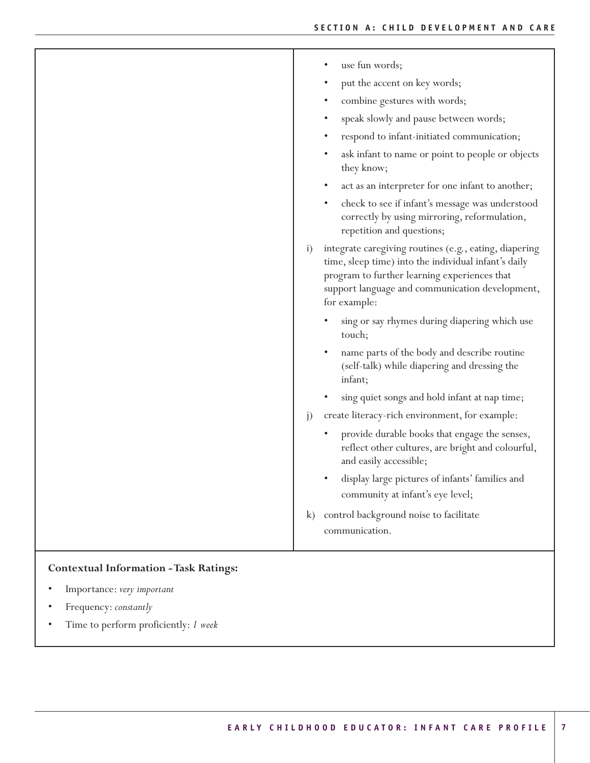- use fun words;
- put the accent on key words;
- combine gestures with words;
- speak slowly and pause between words;
- respond to infant-initiated communication;
- ask infant to name or point to people or objects they know;
- act as an interpreter for one infant to another;
- check to see if infant's message was understood correctly by using mirroring, reformulation, repetition and questions;

i) integrate caregiving routines (e.g., eating, diapering time, sleep time) into the individual infant's daily program to further learning experiences that support language and communication development, for example:

- sing or say rhymes during diapering which use touch;
- name parts of the body and describe routine (self-talk) while diapering and dressing the infant;
- sing quiet songs and hold infant at nap time;

j) create literacy-rich environment, for example:

- provide durable books that engage the senses, reflect other cultures, are bright and colourful, and easily accessible;
- display large pictures of infants' families and community at infant's eye level;

k) control background noise to facilitate communication.

**Contextual Information - Task Ratings:**

- Importance: *very important*
- Frequency: *constantly*
- Time to perform proficiently: *1 week*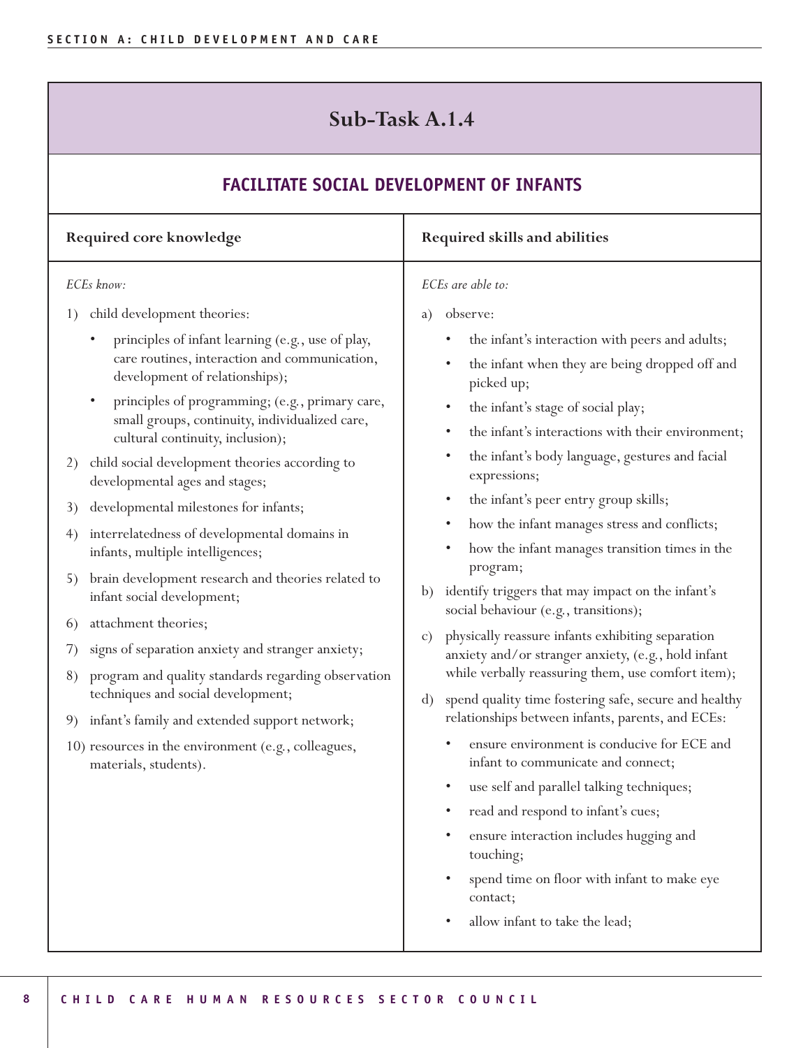## Sub-Task A.1.4

### FACILITATE SOCIAL DEVELOPMENT OF INFANTS

| Required core knowledge | Required skills and abilities |
|---|---|
| *ECEs know:*<br><br>1) child development theories:<br>• principles of infant learning (e.g., use of play, care routines, interaction and communication, development of relationships);<br>• principles of programming; (e.g., primary care, small groups, continuity, individualized care, cultural continuity, inclusion);<br>2) child social development theories according to developmental ages and stages;<br>3) developmental milestones for infants;<br>4) interrelatedness of developmental domains in infants, multiple intelligences;<br>5) brain development research and theories related to infant social development;<br>6) attachment theories;<br>7) signs of separation anxiety and stranger anxiety;<br>8) program and quality standards regarding observation techniques and social development;<br>9) infant's family and extended support network;<br>10) resources in the environment (e.g., colleagues, materials, students). | *ECEs are able to:*<br><br>a) observe:<br>• the infant's interaction with peers and adults;<br>• the infant when they are being dropped off and picked up;<br>• the infant's stage of social play;<br>• the infant's interactions with their environment;<br>• the infant's body language, gestures and facial expressions;<br>• the infant's peer entry group skills;<br>• how the infant manages stress and conflicts;<br>• how the infant manages transition times in the program;<br>b) identify triggers that may impact on the infant's social behaviour (e.g., transitions);<br>c) physically reassure infants exhibiting separation anxiety and/or stranger anxiety, (e.g., hold infant while verbally reassuring them, use comfort item);<br>d) spend quality time fostering safe, secure and healthy relationships between infants, parents, and ECEs:<br>• ensure environment is conducive for ECE and infant to communicate and connect;<br>• use self and parallel talking techniques;<br>• read and respond to infant's cues;<br>• ensure interaction includes hugging and touching;<br>• spend time on floor with infant to make eye contact;<br>• allow infant to take the lead; |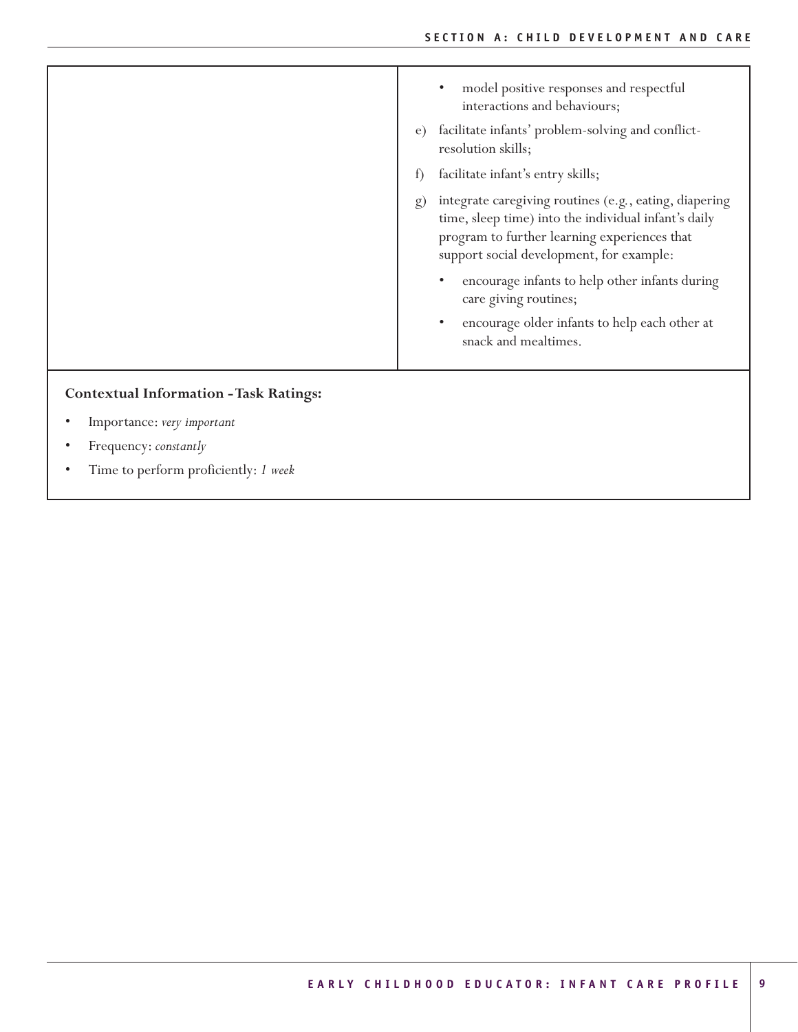|  |  |
|---|---|
|  | • model positive responses and respectful interactions and behaviours;<br>e) facilitate infants' problem-solving and conflict-resolution skills;<br>f) facilitate infant's entry skills;<br>g) integrate caregiving routines (e.g., eating, diapering time, sleep time) into the individual infant's daily program to further learning experiences that support social development, for example:<br>• encourage infants to help other infants during care giving routines;<br>• encourage older infants to help each other at snack and mealtimes. |

**Contextual Information - Task Ratings:**

- Importance: *very important*
- Frequency: *constantly*
- Time to perform proficiently: *1 week*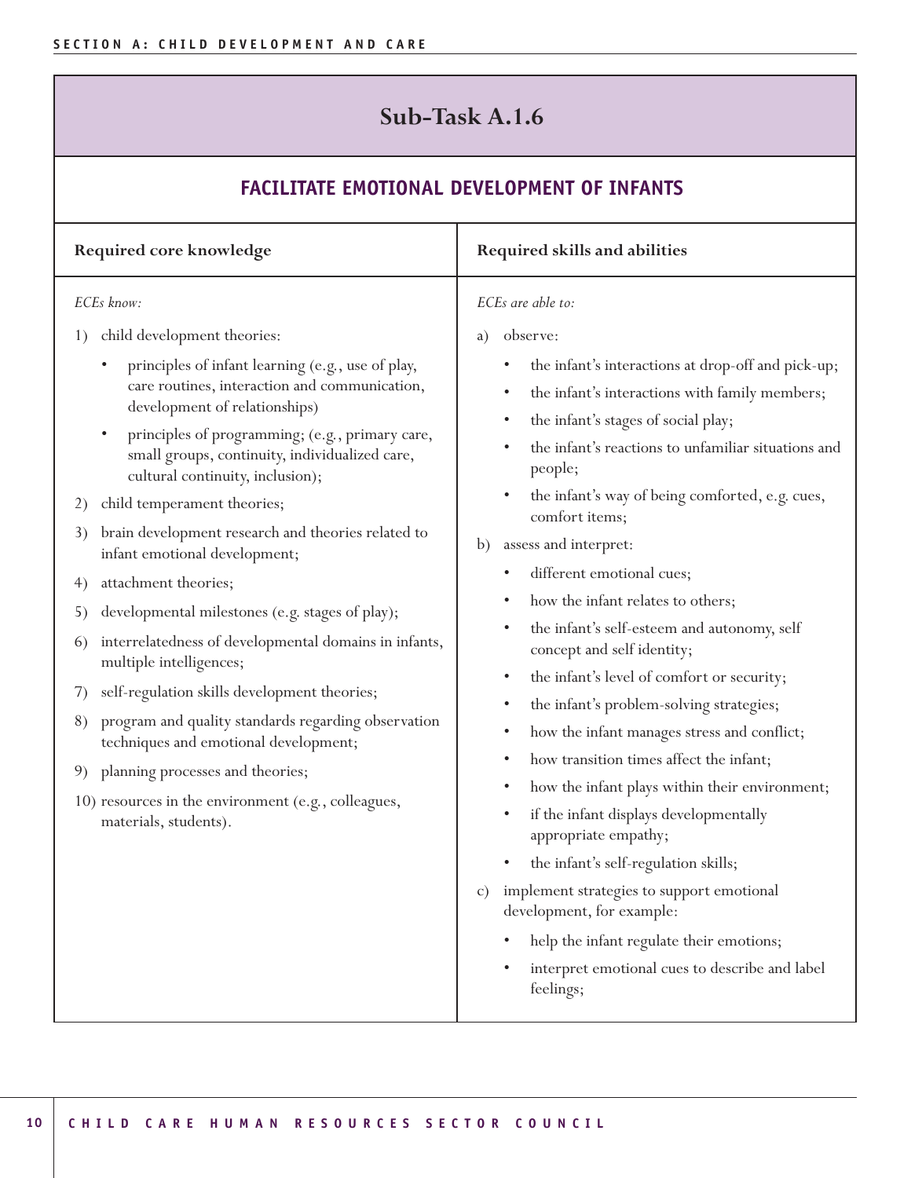## Sub-Task A.1.6

### FACILITATE EMOTIONAL DEVELOPMENT OF INFANTS

| Required core knowledge | Required skills and abilities |
|---|---|
| *ECEs know:*<br><br>1) child development theories:<br>• principles of infant learning (e.g., use of play, care routines, interaction and communication, development of relationships)<br>• principles of programming; (e.g., primary care, small groups, continuity, individualized care, cultural continuity, inclusion);<br>2) child temperament theories;<br>3) brain development research and theories related to infant emotional development;<br>4) attachment theories;<br>5) developmental milestones (e.g. stages of play);<br>6) interrelatedness of developmental domains in infants, multiple intelligences;<br>7) self-regulation skills development theories;<br>8) program and quality standards regarding observation techniques and emotional development;<br>9) planning processes and theories;<br>10) resources in the environment (e.g., colleagues, materials, students). | *ECEs are able to:*<br><br>a) observe:<br>• the infant's interactions at drop-off and pick-up;<br>• the infant's interactions with family members;<br>• the infant's stages of social play;<br>• the infant's reactions to unfamiliar situations and people;<br>• the infant's way of being comforted, e.g. cues, comfort items;<br>b) assess and interpret:<br>• different emotional cues;<br>• how the infant relates to others;<br>• the infant's self-esteem and autonomy, self concept and self identity;<br>• the infant's level of comfort or security;<br>• the infant's problem-solving strategies;<br>• how the infant manages stress and conflict;<br>• how transition times affect the infant;<br>• how the infant plays within their environment;<br>• if the infant displays developmentally appropriate empathy;<br>• the infant's self-regulation skills;<br>c) implement strategies to support emotional development, for example:<br>• help the infant regulate their emotions;<br>• interpret emotional cues to describe and label feelings; |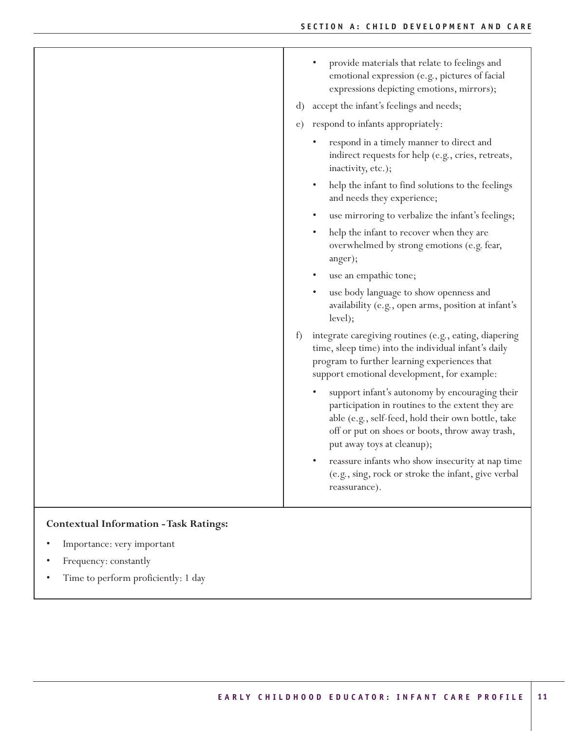- provide materials that relate to feelings and emotional expression (e.g., pictures of facial expressions depicting emotions, mirrors);

d) accept the infant's feelings and needs;

e) respond to infants appropriately:

- respond in a timely manner to direct and indirect requests for help (e.g., cries, retreats, inactivity, etc.);
- help the infant to find solutions to the feelings and needs they experience;
- use mirroring to verbalize the infant's feelings;
- help the infant to recover when they are overwhelmed by strong emotions (e.g. fear, anger);
- use an empathic tone;
- use body language to show openness and availability (e.g., open arms, position at infant's level);

f) integrate caregiving routines (e.g., eating, diapering time, sleep time) into the individual infant's daily program to further learning experiences that support emotional development, for example:

- support infant's autonomy by encouraging their participation in routines to the extent they are able (e.g., self-feed, hold their own bottle, take off or put on shoes or boots, throw away trash, put away toys at cleanup);
- reassure infants who show insecurity at nap time (e.g., sing, rock or stroke the infant, give verbal reassurance).

**Contextual Information - Task Ratings:**

- Importance: very important
- Frequency: constantly
- Time to perform proficiently: 1 day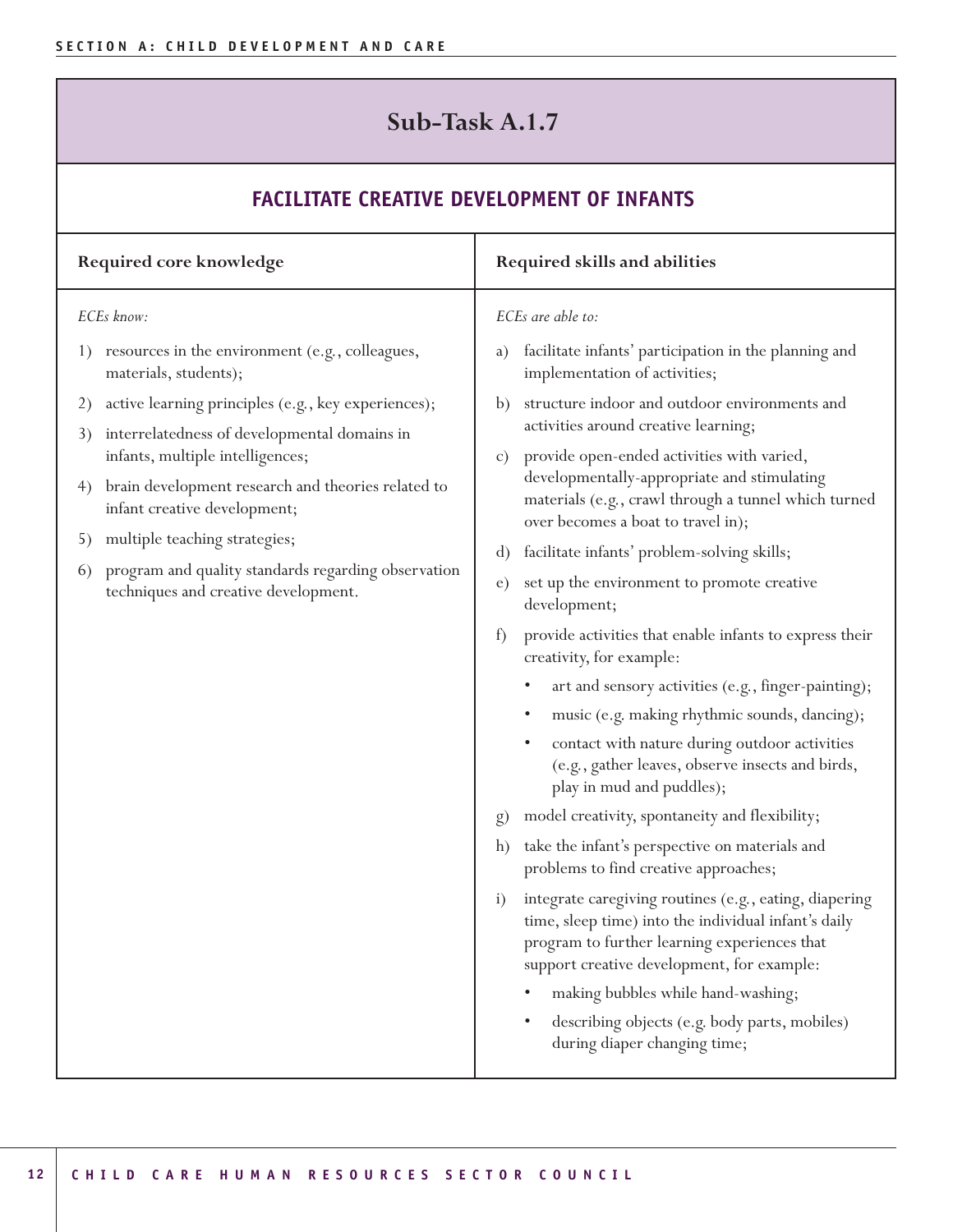## Sub-Task A.1.7

### FACILITATE CREATIVE DEVELOPMENT OF INFANTS

| Required core knowledge | Required skills and abilities |
|---|---|
| *ECEs know:*<br><br>1) resources in the environment (e.g., colleagues, materials, students);<br>2) active learning principles (e.g., key experiences);<br>3) interrelatedness of developmental domains in infants, multiple intelligences;<br>4) brain development research and theories related to infant creative development;<br>5) multiple teaching strategies;<br>6) program and quality standards regarding observation techniques and creative development. | *ECEs are able to:*<br><br>a) facilitate infants' participation in the planning and implementation of activities;<br>b) structure indoor and outdoor environments and activities around creative learning;<br>c) provide open-ended activities with varied, developmentally-appropriate and stimulating materials (e.g., crawl through a tunnel which turned over becomes a boat to travel in);<br>d) facilitate infants' problem-solving skills;<br>e) set up the environment to promote creative development;<br>f) provide activities that enable infants to express their creativity, for example:<br>• art and sensory activities (e.g., finger-painting);<br>• music (e.g. making rhythmic sounds, dancing);<br>• contact with nature during outdoor activities (e.g., gather leaves, observe insects and birds, play in mud and puddles);<br>g) model creativity, spontaneity and flexibility;<br>h) take the infant's perspective on materials and problems to find creative approaches;<br>i) integrate caregiving routines (e.g., eating, diapering time, sleep time) into the individual infant's daily program to further learning experiences that support creative development, for example:<br>• making bubbles while hand-washing;<br>• describing objects (e.g. body parts, mobiles) during diaper changing time; |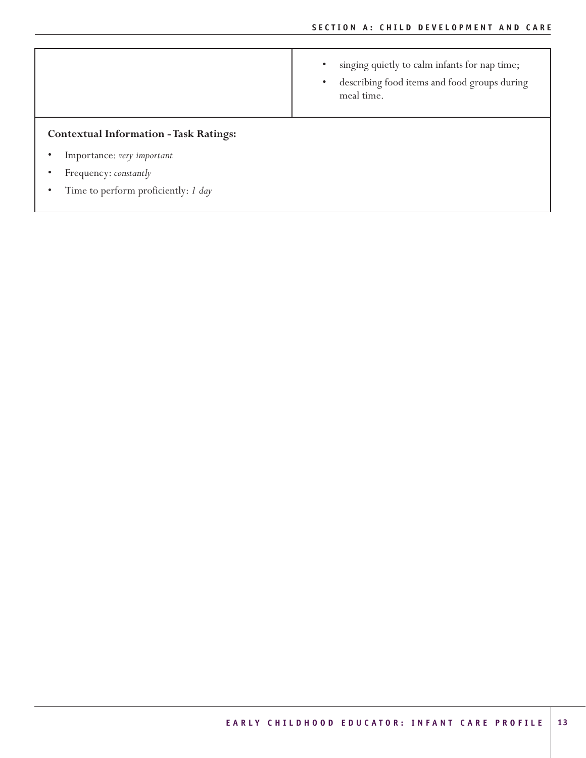| | |
|---|---|
| | • singing quietly to calm infants for nap time;<br>• describing food items and food groups during meal time. |

**Contextual Information - Task Ratings:**

- Importance: *very important*
- Frequency: *constantly*
- Time to perform proficiently: *1 day*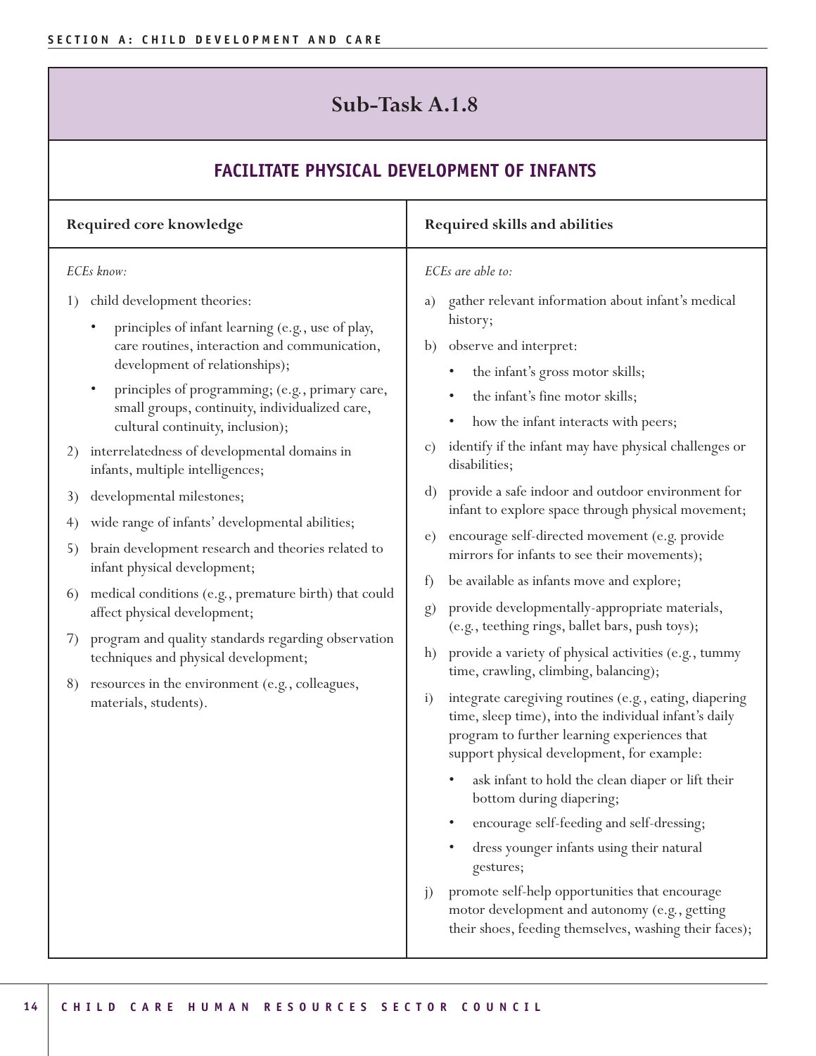## Sub-Task A.1.8

### FACILITATE PHYSICAL DEVELOPMENT OF INFANTS

| Required core knowledge | Required skills and abilities |
|---|---|
| *ECEs know:*<br><br>1) child development theories:<br>• principles of infant learning (e.g., use of play, care routines, interaction and communication, development of relationships);<br>• principles of programming; (e.g., primary care, small groups, continuity, individualized care, cultural continuity, inclusion);<br><br>2) interrelatedness of developmental domains in infants, multiple intelligences;<br><br>3) developmental milestones;<br><br>4) wide range of infants' developmental abilities;<br><br>5) brain development research and theories related to infant physical development;<br><br>6) medical conditions (e.g., premature birth) that could affect physical development;<br><br>7) program and quality standards regarding observation techniques and physical development;<br><br>8) resources in the environment (e.g., colleagues, materials, students). | *ECEs are able to:*<br><br>a) gather relevant information about infant's medical history;<br><br>b) observe and interpret:<br>• the infant's gross motor skills;<br>• the infant's fine motor skills;<br>• how the infant interacts with peers;<br><br>c) identify if the infant may have physical challenges or disabilities;<br><br>d) provide a safe indoor and outdoor environment for infant to explore space through physical movement;<br><br>e) encourage self-directed movement (e.g. provide mirrors for infants to see their movements);<br><br>f) be available as infants move and explore;<br><br>g) provide developmentally-appropriate materials, (e.g., teething rings, ballet bars, push toys);<br><br>h) provide a variety of physical activities (e.g., tummy time, crawling, climbing, balancing);<br><br>i) integrate caregiving routines (e.g., eating, diapering time, sleep time), into the individual infant's daily program to further learning experiences that support physical development, for example:<br>• ask infant to hold the clean diaper or lift their bottom during diapering;<br>• encourage self-feeding and self-dressing;<br>• dress younger infants using their natural gestures;<br><br>j) promote self-help opportunities that encourage motor development and autonomy (e.g., getting their shoes, feeding themselves, washing their faces); |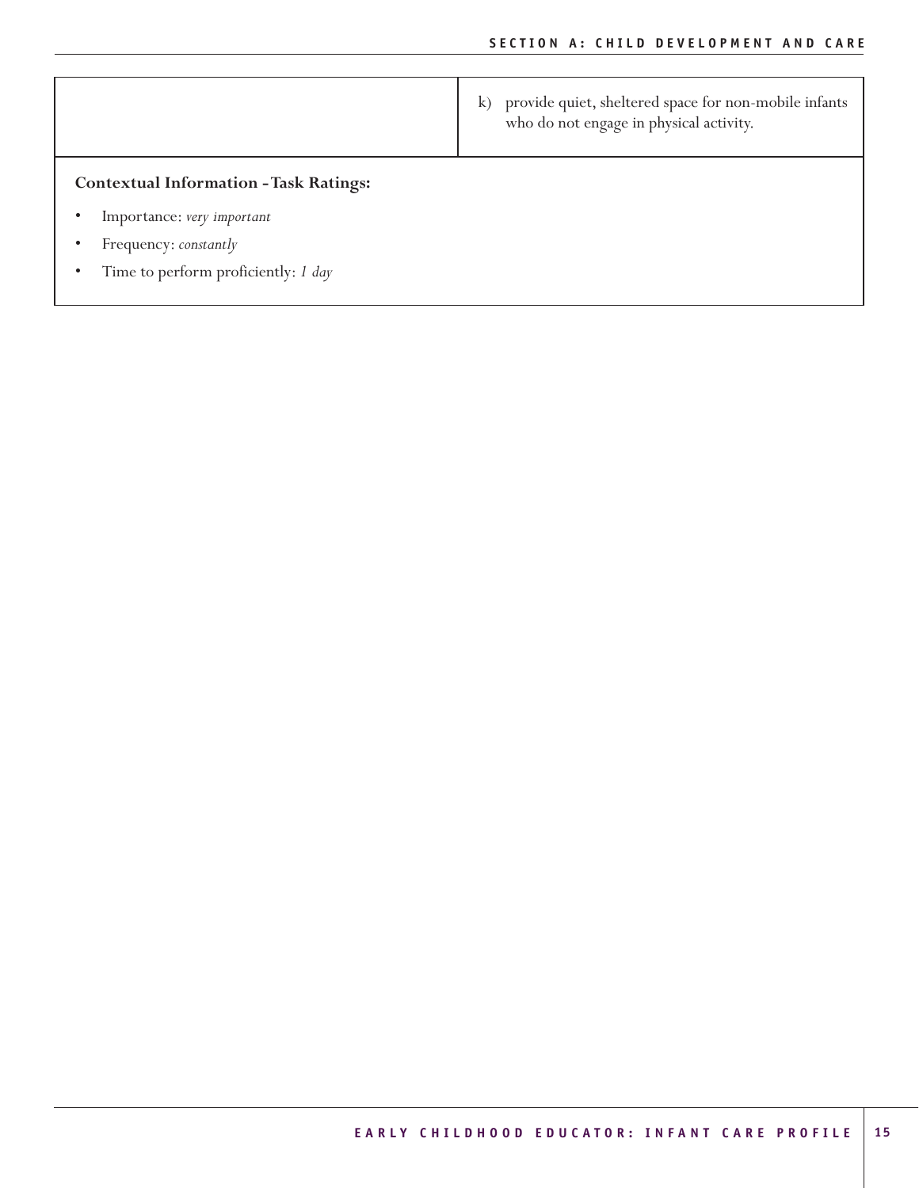| | |
|---|---|
| | k) provide quiet, sheltered space for non-mobile infants who do not engage in physical activity. |

**Contextual Information - Task Ratings:**

- Importance: *very important*
- Frequency: *constantly*
- Time to perform proficiently: *1 day*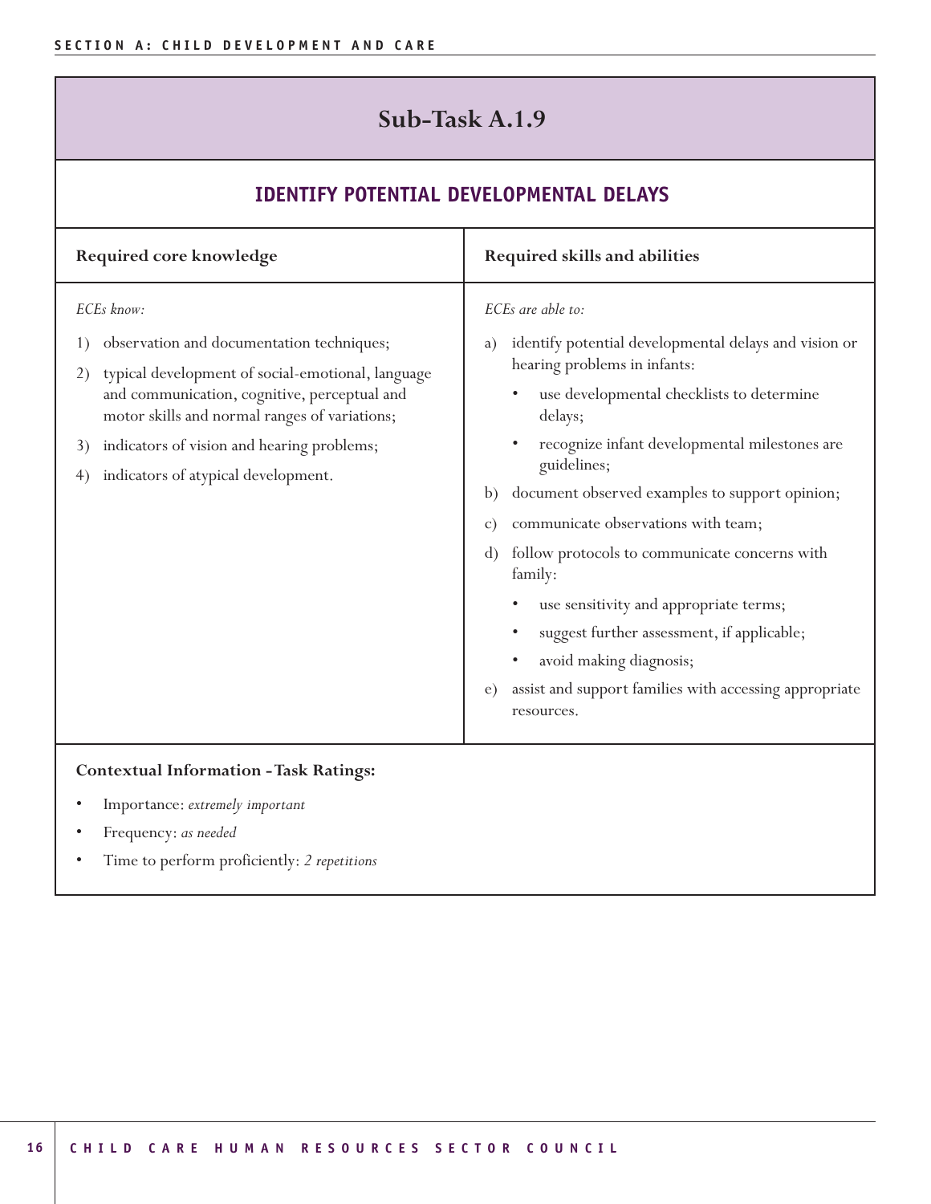## Sub-Task A.1.9

### IDENTIFY POTENTIAL DEVELOPMENTAL DELAYS

| Required core knowledge | Required skills and abilities |
|---|---|
| *ECEs know:*<br><br>1) observation and documentation techniques;<br>2) typical development of social-emotional, language and communication, cognitive, perceptual and motor skills and normal ranges of variations;<br>3) indicators of vision and hearing problems;<br>4) indicators of atypical development. | *ECEs are able to:*<br><br>a) identify potential developmental delays and vision or hearing problems in infants:<br>• use developmental checklists to determine delays;<br>• recognize infant developmental milestones are guidelines;<br>b) document observed examples to support opinion;<br>c) communicate observations with team;<br>d) follow protocols to communicate concerns with family:<br>• use sensitivity and appropriate terms;<br>• suggest further assessment, if applicable;<br>• avoid making diagnosis;<br>e) assist and support families with accessing appropriate resources. |

**Contextual Information - Task Ratings:**

- Importance: *extremely important*
- Frequency: *as needed*
- Time to perform proficiently: *2 repetitions*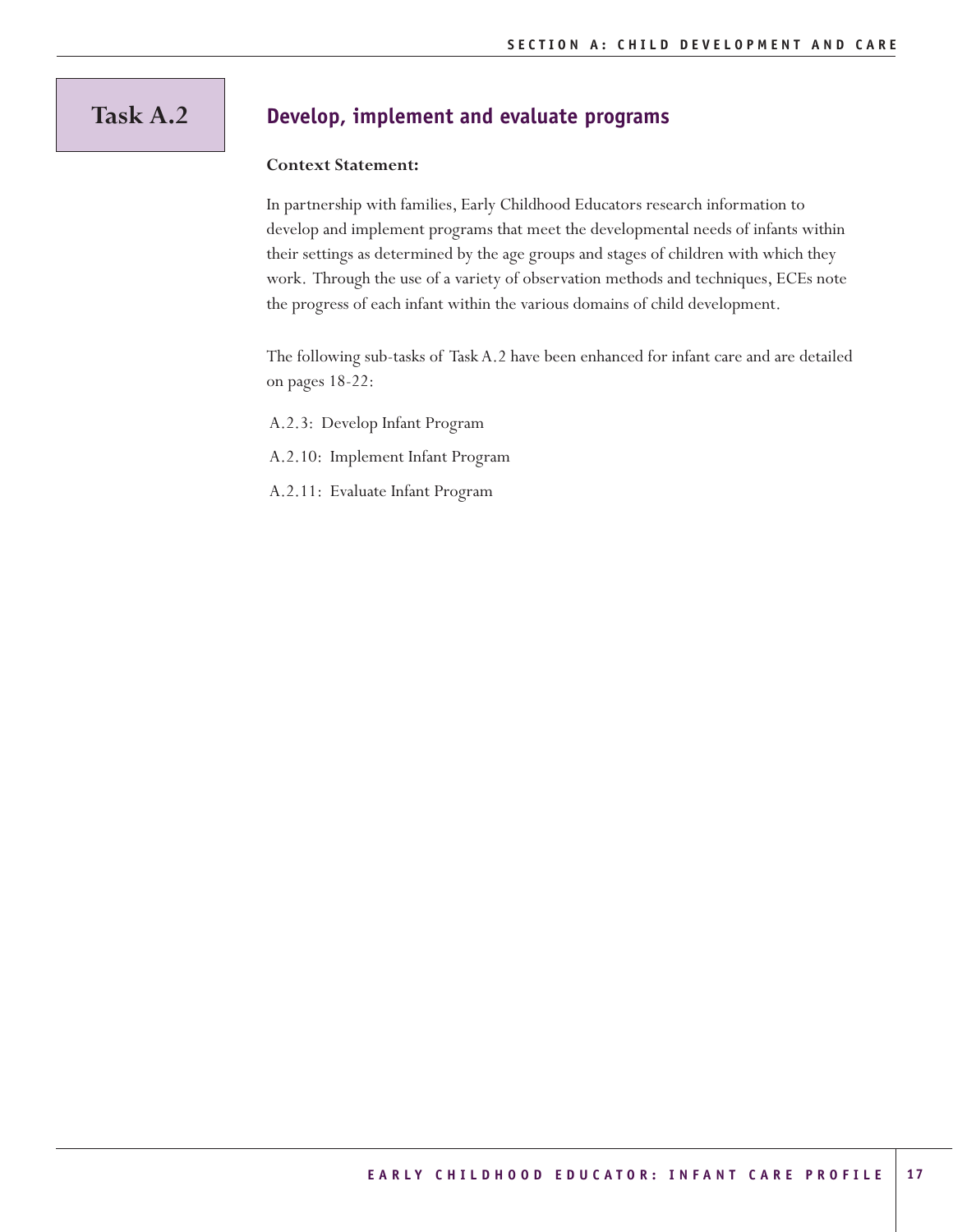# Task A.2

## Develop, implement and evaluate programs

**Context Statement:**

In partnership with families, Early Childhood Educators research information to develop and implement programs that meet the developmental needs of infants within their settings as determined by the age groups and stages of children with which they work. Through the use of a variety of observation methods and techniques, ECEs note the progress of each infant within the various domains of child development.

The following sub-tasks of Task A.2 have been enhanced for infant care and are detailed on pages 18-22:

A.2.3: Develop Infant Program

A.2.10: Implement Infant Program

A.2.11: Evaluate Infant Program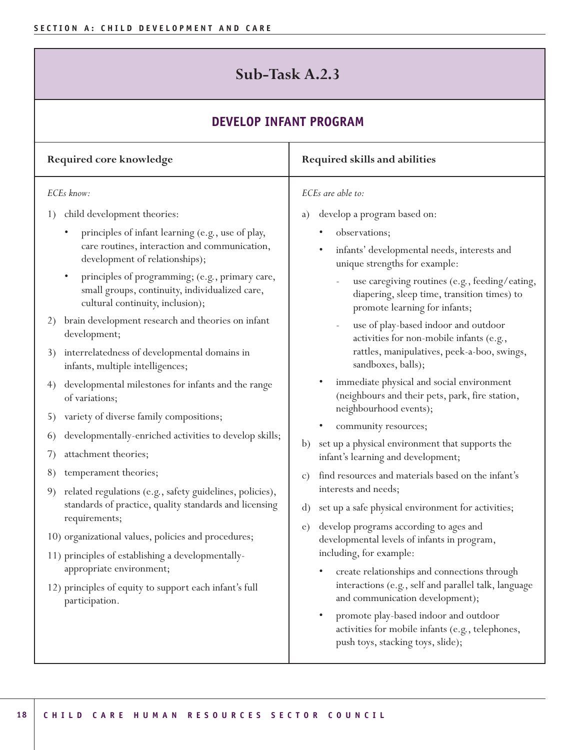## Sub-Task A.2.3

### DEVELOP INFANT PROGRAM

**Required core knowledge**

*ECEs know:*

1) child development theories:
   - principles of infant learning (e.g., use of play, care routines, interaction and communication, development of relationships);
   - principles of programming; (e.g., primary care, small groups, continuity, individualized care, cultural continuity, inclusion);
2) brain development research and theories on infant development;
3) interrelatedness of developmental domains in infants, multiple intelligences;
4) developmental milestones for infants and the range of variations;
5) variety of diverse family compositions;
6) developmentally-enriched activities to develop skills;
7) attachment theories;
8) temperament theories;
9) related regulations (e.g., safety guidelines, policies), standards of practice, quality standards and licensing requirements;
10) organizational values, policies and procedures;
11) principles of establishing a developmentally-appropriate environment;
12) principles of equity to support each infant's full participation.

**Required skills and abilities**

*ECEs are able to:*

a) develop a program based on:
   - observations;
   - infants' developmental needs, interests and unique strengths for example:
     - use caregiving routines (e.g., feeding/eating, diapering, sleep time, transition times) to promote learning for infants;
     - use of play-based indoor and outdoor activities for non-mobile infants (e.g., rattles, manipulatives, peek-a-boo, swings, sandboxes, balls);
   - immediate physical and social environment (neighbours and their pets, park, fire station, neighbourhood events);
   - community resources;
b) set up a physical environment that supports the infant's learning and development;
c) find resources and materials based on the infant's interests and needs;
d) set up a safe physical environment for activities;
e) develop programs according to ages and developmental levels of infants in program, including, for example:
   - create relationships and connections through interactions (e.g., self and parallel talk, language and communication development);
   - promote play-based indoor and outdoor activities for mobile infants (e.g., telephones, push toys, stacking toys, slide);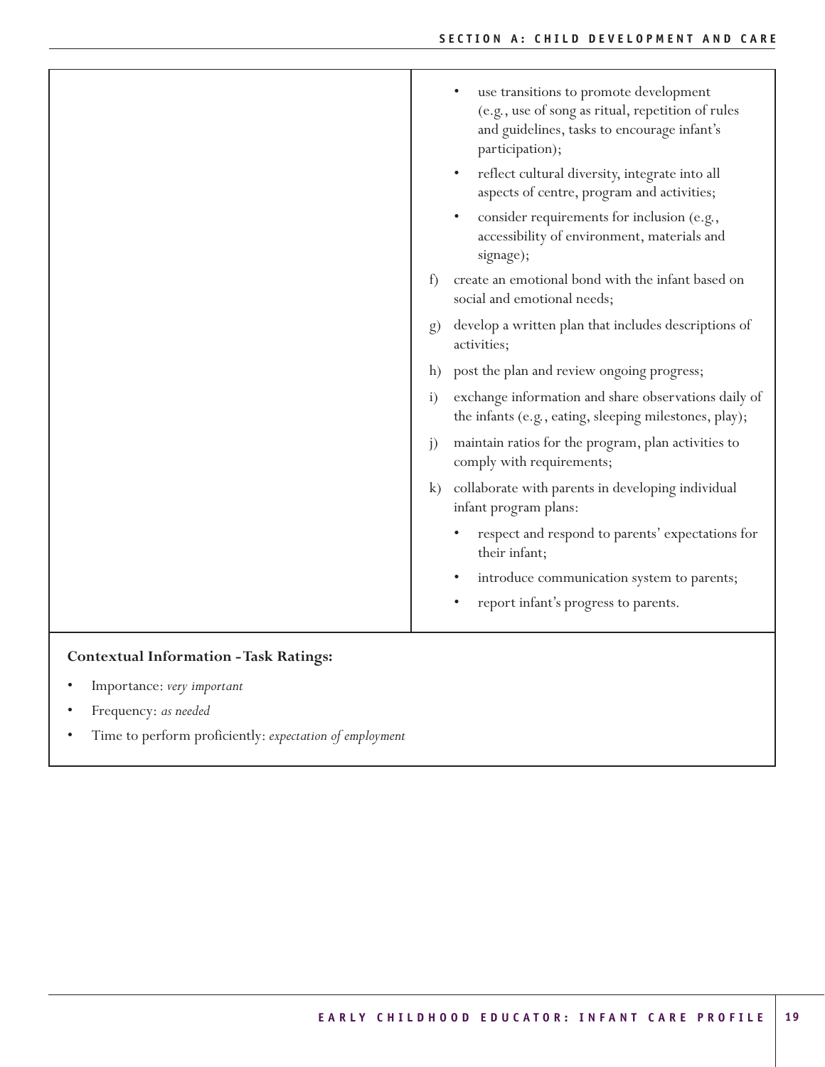- use transitions to promote development (e.g., use of song as ritual, repetition of rules and guidelines, tasks to encourage infant's participation);
- reflect cultural diversity, integrate into all aspects of centre, program and activities;
- consider requirements for inclusion (e.g., accessibility of environment, materials and signage);

f) create an emotional bond with the infant based on social and emotional needs;

g) develop a written plan that includes descriptions of activities;

h) post the plan and review ongoing progress;

i) exchange information and share observations daily of the infants (e.g., eating, sleeping milestones, play);

j) maintain ratios for the program, plan activities to comply with requirements;

k) collaborate with parents in developing individual infant program plans:

- respect and respond to parents' expectations for their infant;
- introduce communication system to parents;
- report infant's progress to parents.

**Contextual Information - Task Ratings:**

- Importance: *very important*
- Frequency: *as needed*
- Time to perform proficiently: *expectation of employment*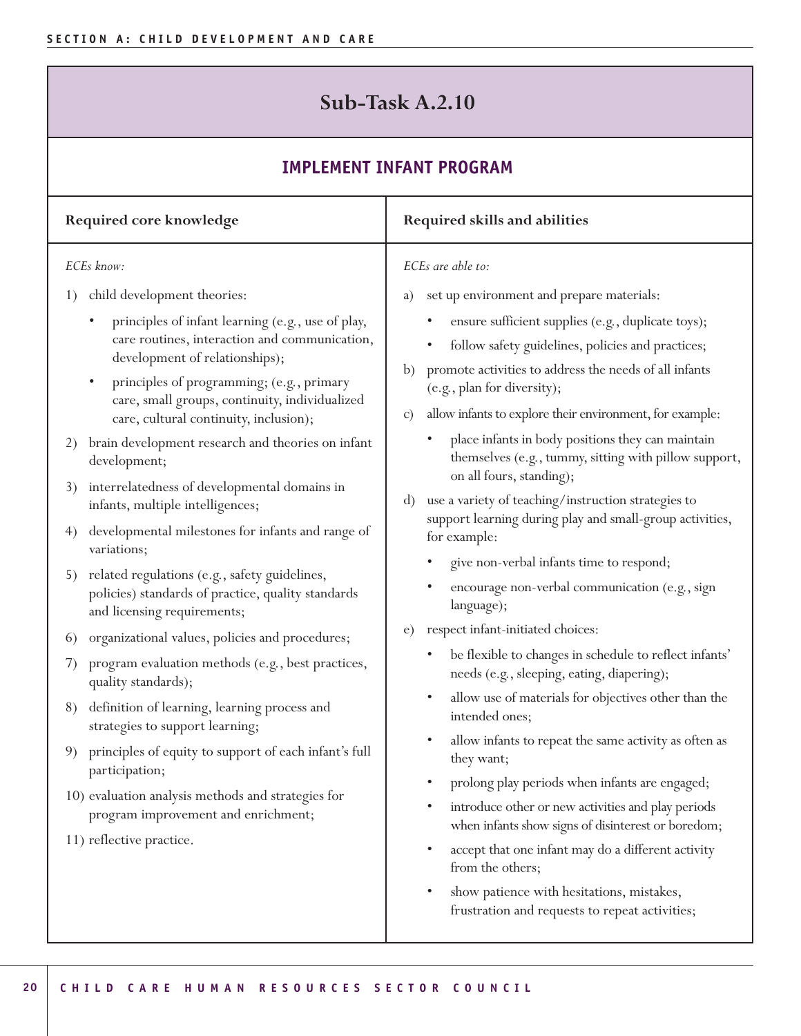## Sub-Task A.2.10

### IMPLEMENT INFANT PROGRAM

| Required core knowledge | Required skills and abilities |
|---|---|
| *ECEs know:* | *ECEs are able to:* |
| 1) child development theories:<br>• principles of infant learning (e.g., use of play, care routines, interaction and communication, development of relationships);<br>• principles of programming; (e.g., primary care, small groups, continuity, individualized care, cultural continuity, inclusion);<br>2) brain development research and theories on infant development;<br>3) interrelatedness of developmental domains in infants, multiple intelligences;<br>4) developmental milestones for infants and range of variations;<br>5) related regulations (e.g., safety guidelines, policies) standards of practice, quality standards and licensing requirements;<br>6) organizational values, policies and procedures;<br>7) program evaluation methods (e.g., best practices, quality standards);<br>8) definition of learning, learning process and strategies to support learning;<br>9) principles of equity to support of each infant's full participation;<br>10) evaluation analysis methods and strategies for program improvement and enrichment;<br>11) reflective practice. | a) set up environment and prepare materials:<br>• ensure sufficient supplies (e.g., duplicate toys);<br>• follow safety guidelines, policies and practices;<br>b) promote activities to address the needs of all infants (e.g., plan for diversity);<br>c) allow infants to explore their environment, for example:<br>• place infants in body positions they can maintain themselves (e.g., tummy, sitting with pillow support, on all fours, standing);<br>d) use a variety of teaching/instruction strategies to support learning during play and small-group activities, for example:<br>• give non-verbal infants time to respond;<br>• encourage non-verbal communication (e.g., sign language);<br>e) respect infant-initiated choices:<br>• be flexible to changes in schedule to reflect infants' needs (e.g., sleeping, eating, diapering);<br>• allow use of materials for objectives other than the intended ones;<br>• allow infants to repeat the same activity as often as they want;<br>• prolong play periods when infants are engaged;<br>• introduce other or new activities and play periods when infants show signs of disinterest or boredom;<br>• accept that one infant may do a different activity from the others;<br>• show patience with hesitations, mistakes, frustration and requests to repeat activities; |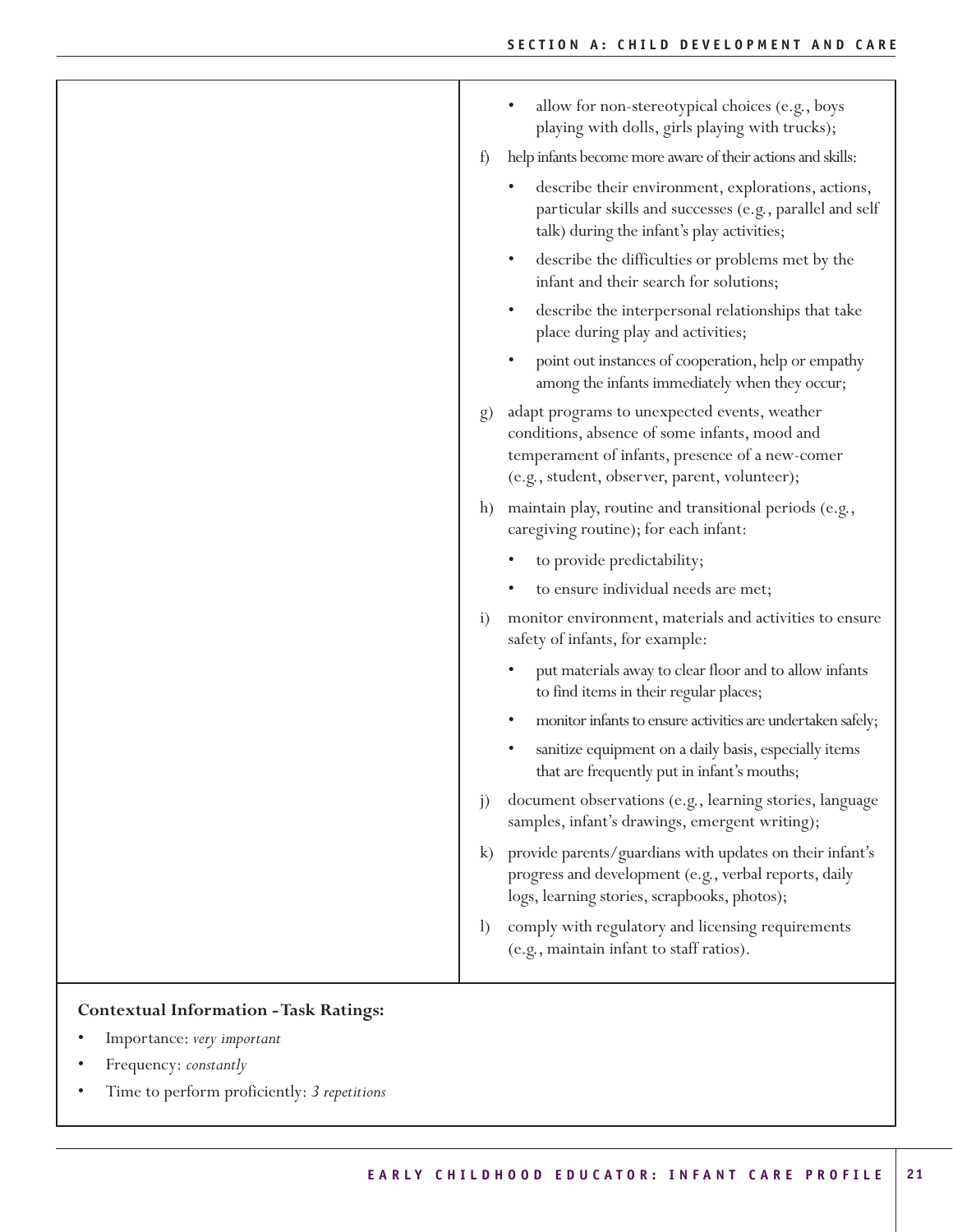- allow for non-stereotypical choices (e.g., boys playing with dolls, girls playing with trucks);

f) help infants become more aware of their actions and skills:

- describe their environment, explorations, actions, particular skills and successes (e.g., parallel and self talk) during the infant's play activities;
- describe the difficulties or problems met by the infant and their search for solutions;
- describe the interpersonal relationships that take place during play and activities;
- point out instances of cooperation, help or empathy among the infants immediately when they occur;

g) adapt programs to unexpected events, weather conditions, absence of some infants, mood and temperament of infants, presence of a new-comer (e.g., student, observer, parent, volunteer);

h) maintain play, routine and transitional periods (e.g., caregiving routine); for each infant:

- to provide predictability;
- to ensure individual needs are met;

i) monitor environment, materials and activities to ensure safety of infants, for example:

- put materials away to clear floor and to allow infants to find items in their regular places;
- monitor infants to ensure activities are undertaken safely;
- sanitize equipment on a daily basis, especially items that are frequently put in infant's mouths;

j) document observations (e.g., learning stories, language samples, infant's drawings, emergent writing);

k) provide parents/guardians with updates on their infant's progress and development (e.g., verbal reports, daily logs, learning stories, scrapbooks, photos);

l) comply with regulatory and licensing requirements (e.g., maintain infant to staff ratios).

**Contextual Information - Task Ratings:**

- Importance: *very important*
- Frequency: *constantly*
- Time to perform proficiently: *3 repetitions*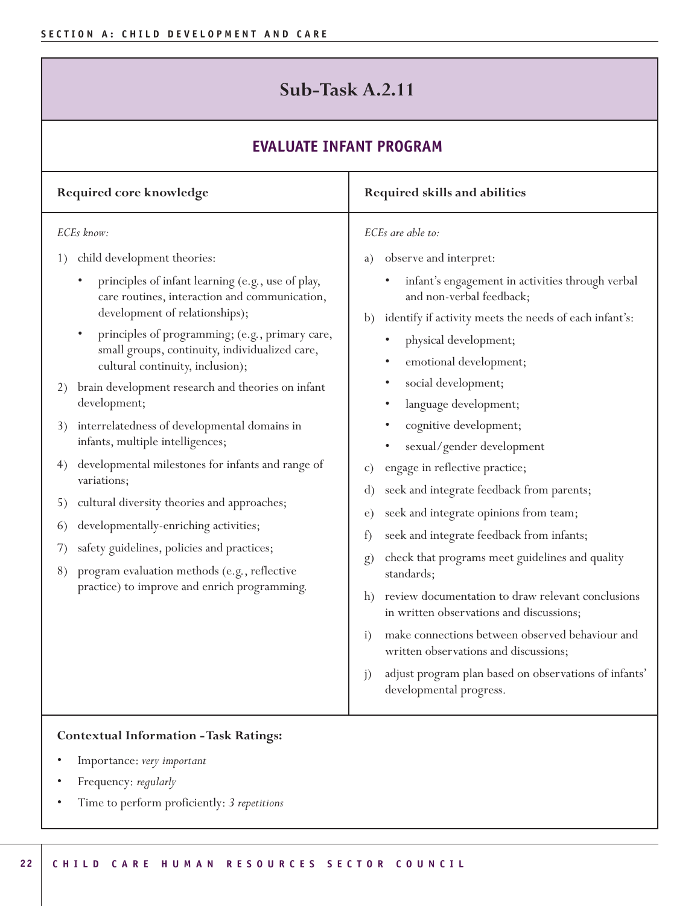# Sub-Task A.2.11

## EVALUATE INFANT PROGRAM

### Required core knowledge

*ECEs know:*

1) child development theories:
   - principles of infant learning (e.g., use of play, care routines, interaction and communication, development of relationships);
   - principles of programming; (e.g., primary care, small groups, continuity, individualized care, cultural continuity, inclusion);
2) brain development research and theories on infant development;
3) interrelatedness of developmental domains in infants, multiple intelligences;
4) developmental milestones for infants and range of variations;
5) cultural diversity theories and approaches;
6) developmentally-enriching activities;
7) safety guidelines, policies and practices;
8) program evaluation methods (e.g., reflective practice) to improve and enrich programming.

### Required skills and abilities

*ECEs are able to:*

a) observe and interpret:
   - infant's engagement in activities through verbal and non-verbal feedback;
b) identify if activity meets the needs of each infant's:
   - physical development;
   - emotional development;
   - social development;
   - language development;
   - cognitive development;
   - sexual/gender development
c) engage in reflective practice;
d) seek and integrate feedback from parents;
e) seek and integrate opinions from team;
f) seek and integrate feedback from infants;
g) check that programs meet guidelines and quality standards;
h) review documentation to draw relevant conclusions in written observations and discussions;
i) make connections between observed behaviour and written observations and discussions;
j) adjust program plan based on observations of infants' developmental progress.

**Contextual Information - Task Ratings:**

- Importance: *very important*
- Frequency: *regularly*
- Time to perform proficiently: *3 repetitions*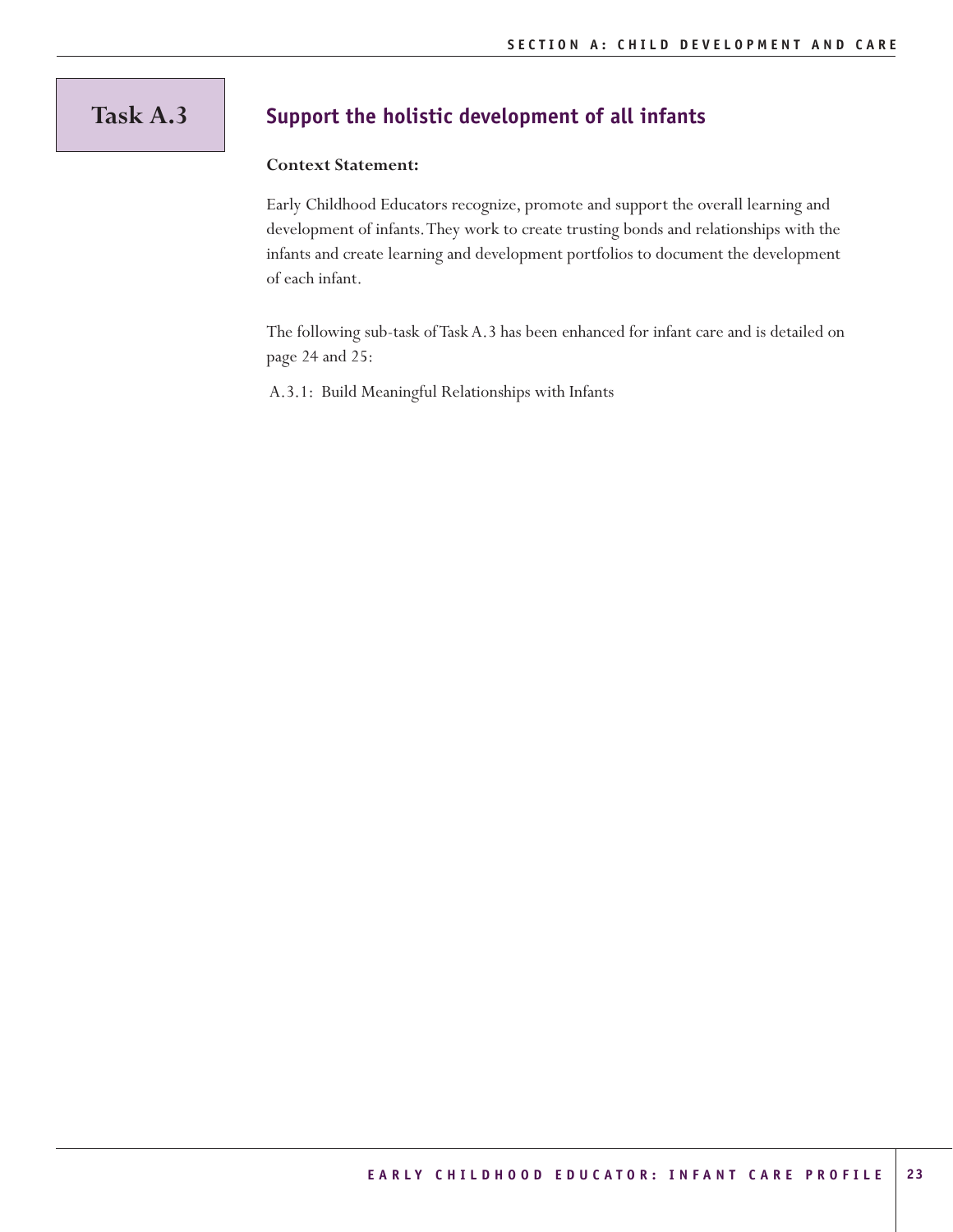# Task A.3

## Support the holistic development of all infants

**Context Statement:**

Early Childhood Educators recognize, promote and support the overall learning and development of infants. They work to create trusting bonds and relationships with the infants and create learning and development portfolios to document the development of each infant.

The following sub-task of Task A.3 has been enhanced for infant care and is detailed on page 24 and 25:

A.3.1: Build Meaningful Relationships with Infants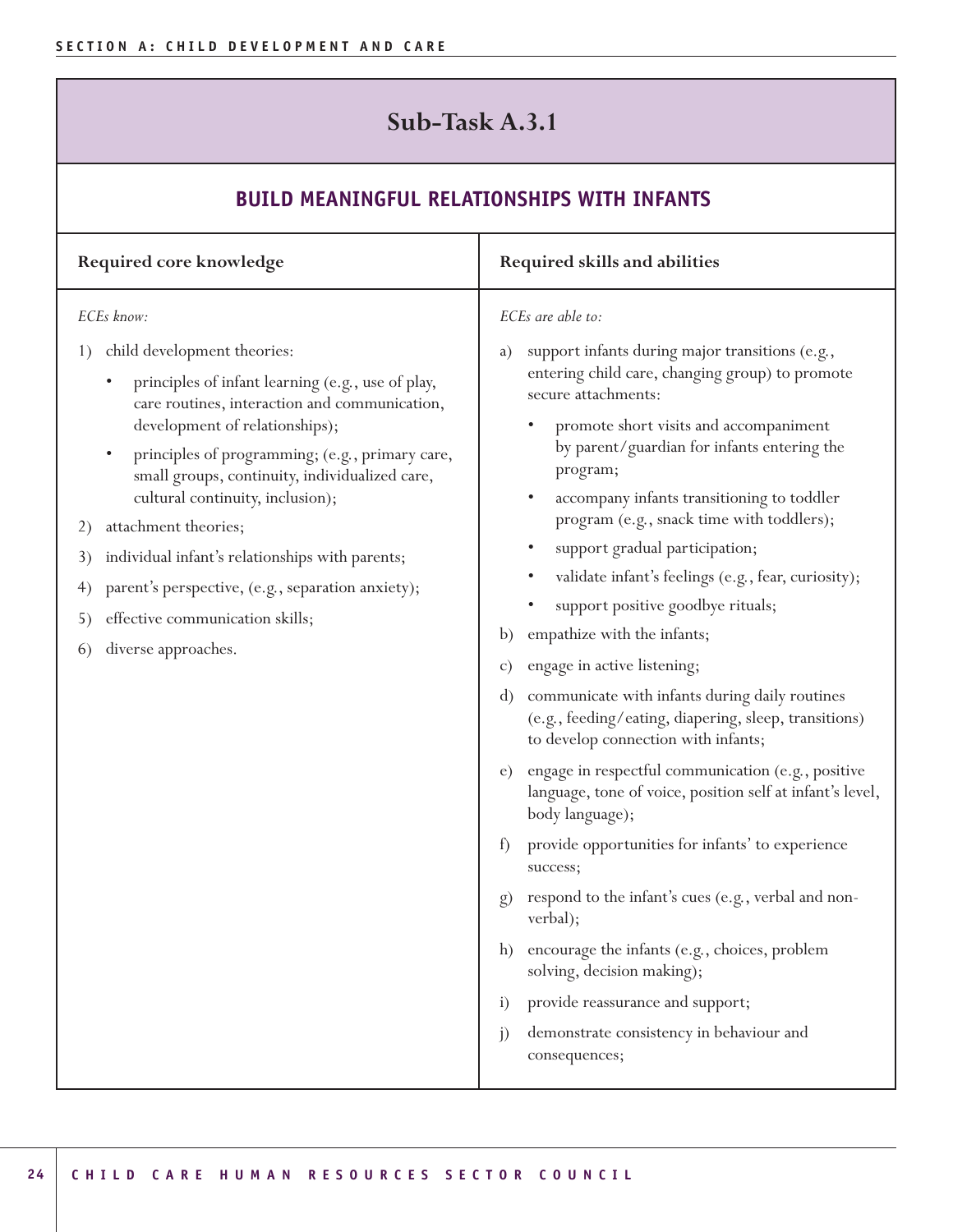## Sub-Task A.3.1

### BUILD MEANINGFUL RELATIONSHIPS WITH INFANTS

| Required core knowledge | Required skills and abilities |
|---|---|
| *ECEs know:*<br><br>1) child development theories:<br>• principles of infant learning (e.g., use of play, care routines, interaction and communication, development of relationships);<br>• principles of programming; (e.g., primary care, small groups, continuity, individualized care, cultural continuity, inclusion);<br>2) attachment theories;<br>3) individual infant's relationships with parents;<br>4) parent's perspective, (e.g., separation anxiety);<br>5) effective communication skills;<br>6) diverse approaches. | *ECEs are able to:*<br><br>a) support infants during major transitions (e.g., entering child care, changing group) to promote secure attachments:<br>• promote short visits and accompaniment by parent/guardian for infants entering the program;<br>• accompany infants transitioning to toddler program (e.g., snack time with toddlers);<br>• support gradual participation;<br>• validate infant's feelings (e.g., fear, curiosity);<br>• support positive goodbye rituals;<br>b) empathize with the infants;<br>c) engage in active listening;<br>d) communicate with infants during daily routines (e.g., feeding/eating, diapering, sleep, transitions) to develop connection with infants;<br>e) engage in respectful communication (e.g., positive language, tone of voice, position self at infant's level, body language);<br>f) provide opportunities for infants' to experience success;<br>g) respond to the infant's cues (e.g., verbal and non-verbal);<br>h) encourage the infants (e.g., choices, problem solving, decision making);<br>i) provide reassurance and support;<br>j) demonstrate consistency in behaviour and consequences; |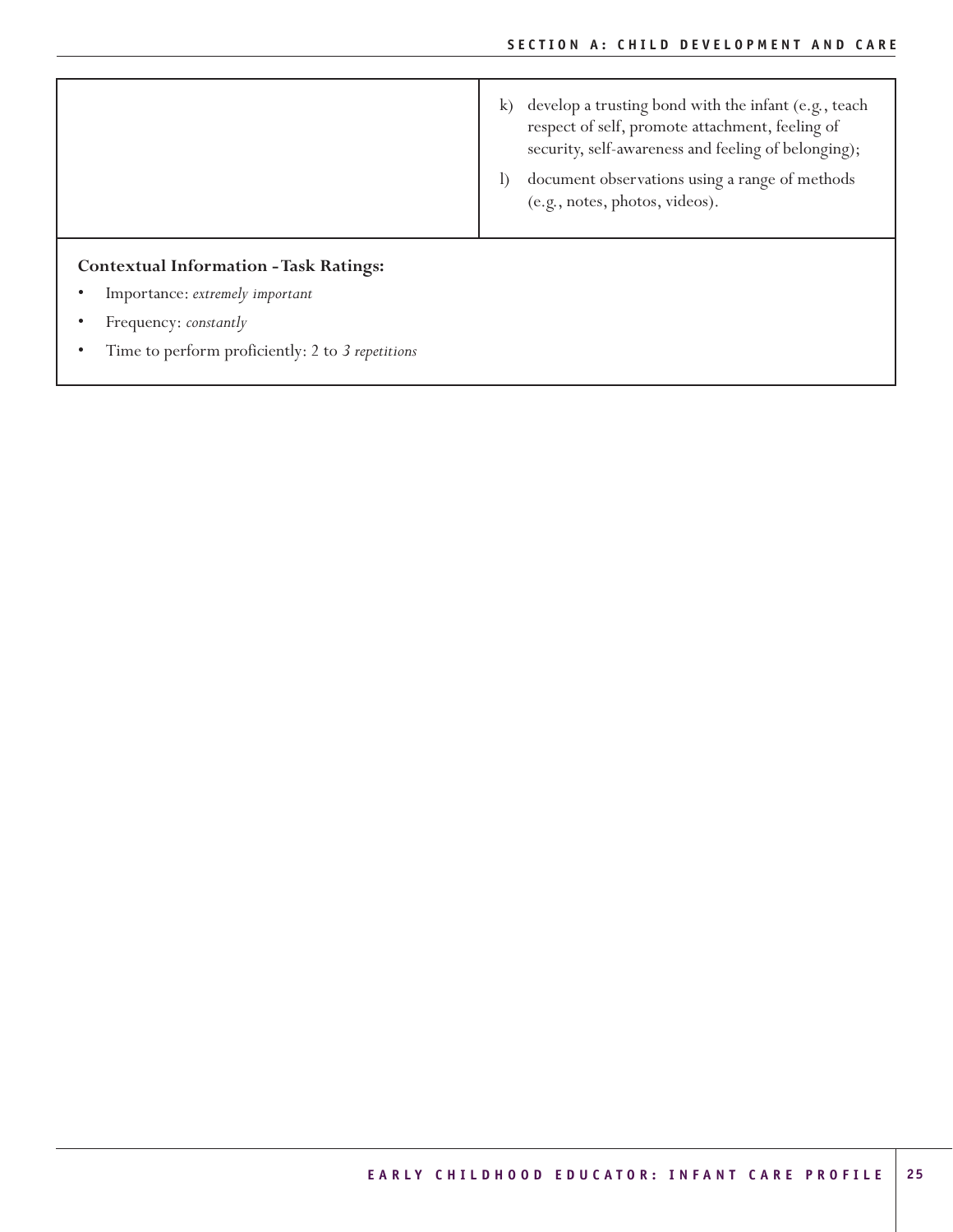| | |
|---|---|
| | k) develop a trusting bond with the infant (e.g., teach respect of self, promote attachment, feeling of security, self-awareness and feeling of belonging);<br><br>l) document observations using a range of methods (e.g., notes, photos, videos). |

**Contextual Information - Task Ratings:**

- Importance: *extremely important*
- Frequency: *constantly*
- Time to perform proficiently: 2 to *3 repetitions*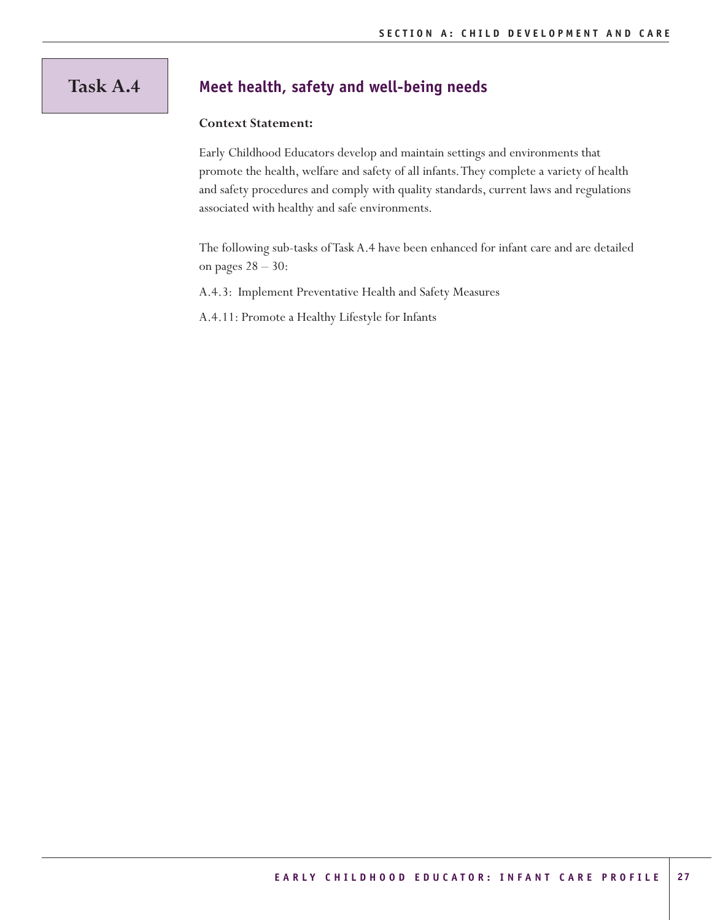# Task A.4 Meet health, safety and well-being needs

**Context Statement:**

Early Childhood Educators develop and maintain settings and environments that promote the health, welfare and safety of all infants. They complete a variety of health and safety procedures and comply with quality standards, current laws and regulations associated with healthy and safe environments.

The following sub-tasks of Task A.4 have been enhanced for infant care and are detailed on pages 28 – 30:

A.4.3: Implement Preventative Health and Safety Measures

A.4.11: Promote a Healthy Lifestyle for Infants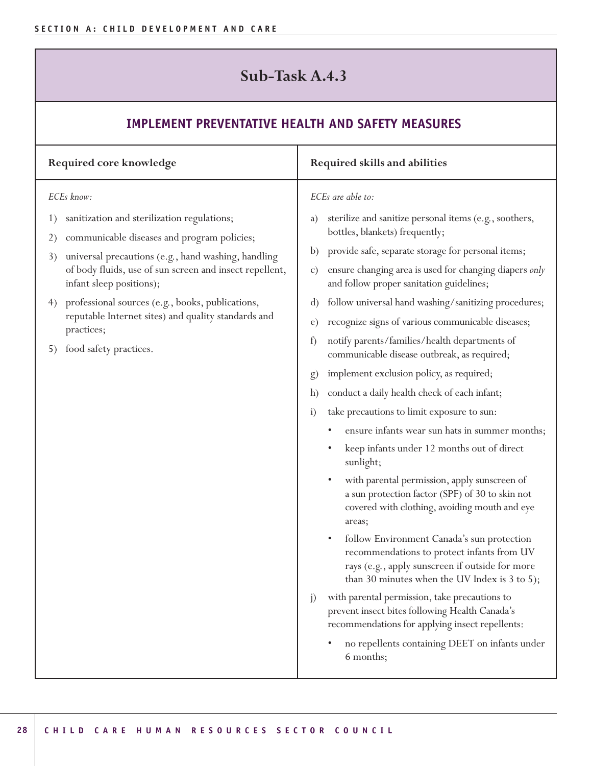## Sub-Task A.4.3

### IMPLEMENT PREVENTATIVE HEALTH AND SAFETY MEASURES

| Required core knowledge | Required skills and abilities |
|---|---|
| *ECEs know:*<br><br>1) sanitization and sterilization regulations;<br>2) communicable diseases and program policies;<br>3) universal precautions (e.g., hand washing, handling of body fluids, use of sun screen and insect repellent, infant sleep positions);<br>4) professional sources (e.g., books, publications, reputable Internet sites) and quality standards and practices;<br>5) food safety practices. | *ECEs are able to:*<br><br>a) sterilize and sanitize personal items (e.g., soothers, bottles, blankets) frequently;<br>b) provide safe, separate storage for personal items;<br>c) ensure changing area is used for changing diapers *only* and follow proper sanitation guidelines;<br>d) follow universal hand washing/sanitizing procedures;<br>e) recognize signs of various communicable diseases;<br>f) notify parents/families/health departments of communicable disease outbreak, as required;<br>g) implement exclusion policy, as required;<br>h) conduct a daily health check of each infant;<br>i) take precautions to limit exposure to sun:<br>• ensure infants wear sun hats in summer months;<br>• keep infants under 12 months out of direct sunlight;<br>• with parental permission, apply sunscreen of a sun protection factor (SPF) of 30 to skin not covered with clothing, avoiding mouth and eye areas;<br>• follow Environment Canada's sun protection recommendations to protect infants from UV rays (e.g., apply sunscreen if outside for more than 30 minutes when the UV Index is 3 to 5);<br>j) with parental permission, take precautions to prevent insect bites following Health Canada's recommendations for applying insect repellents:<br>• no repellents containing DEET on infants under 6 months; |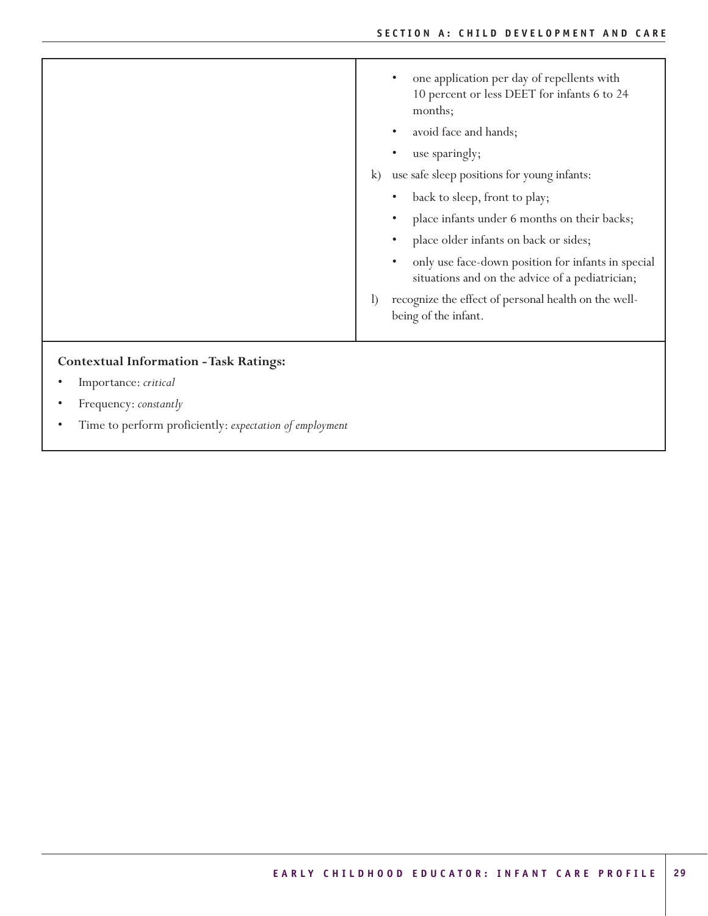| | |
|---|---|
| | • one application per day of repellents with 10 percent or less DEET for infants 6 to 24 months;<br>• avoid face and hands;<br>• use sparingly;<br>k) use safe sleep positions for young infants:<br>• back to sleep, front to play;<br>• place infants under 6 months on their backs;<br>• place older infants on back or sides;<br>• only use face-down position for infants in special situations and on the advice of a pediatrician;<br>l) recognize the effect of personal health on the well-being of the infant. |

**Contextual Information - Task Ratings:**

- Importance: *critical*
- Frequency: *constantly*
- Time to perform proficiently: *expectation of employment*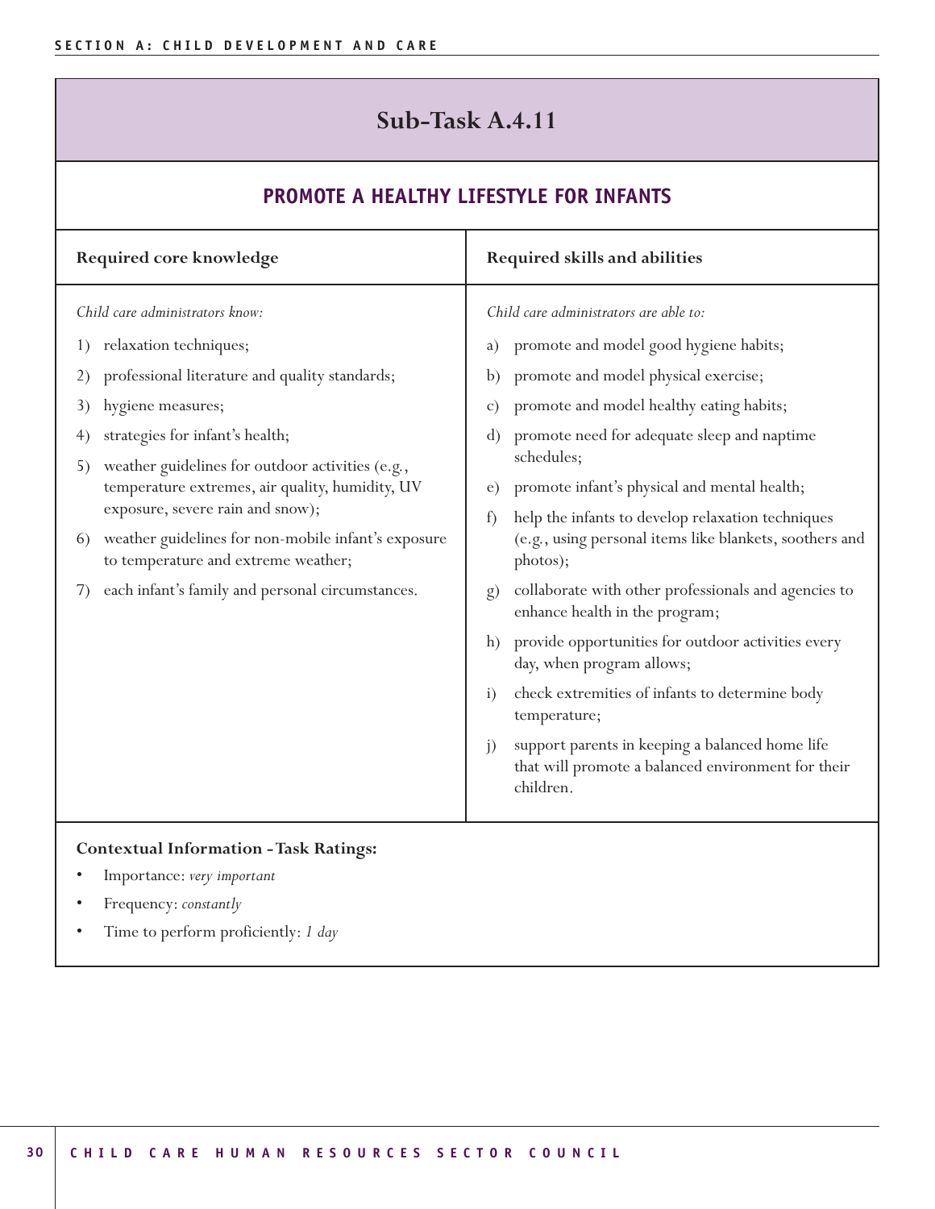# Sub-Task A.4.11

## PROMOTE A HEALTHY LIFESTYLE FOR INFANTS

| Required core knowledge | Required skills and abilities |
|---|---|
| *Child care administrators know:*<br><br>1) relaxation techniques;<br>2) professional literature and quality standards;<br>3) hygiene measures;<br>4) strategies for infant's health;<br>5) weather guidelines for outdoor activities (e.g., temperature extremes, air quality, humidity, UV exposure, severe rain and snow);<br>6) weather guidelines for non-mobile infant's exposure to temperature and extreme weather;<br>7) each infant's family and personal circumstances. | *Child care administrators are able to:*<br><br>a) promote and model good hygiene habits;<br>b) promote and model physical exercise;<br>c) promote and model healthy eating habits;<br>d) promote need for adequate sleep and naptime schedules;<br>e) promote infant's physical and mental health;<br>f) help the infants to develop relaxation techniques (e.g., using personal items like blankets, soothers and photos);<br>g) collaborate with other professionals and agencies to enhance health in the program;<br>h) provide opportunities for outdoor activities every day, when program allows;<br>i) check extremities of infants to determine body temperature;<br>j) support parents in keeping a balanced home life that will promote a balanced environment for their children. |

**Contextual Information - Task Ratings:**

- Importance: *very important*
- Frequency: *constantly*
- Time to perform proficiently: *1 day*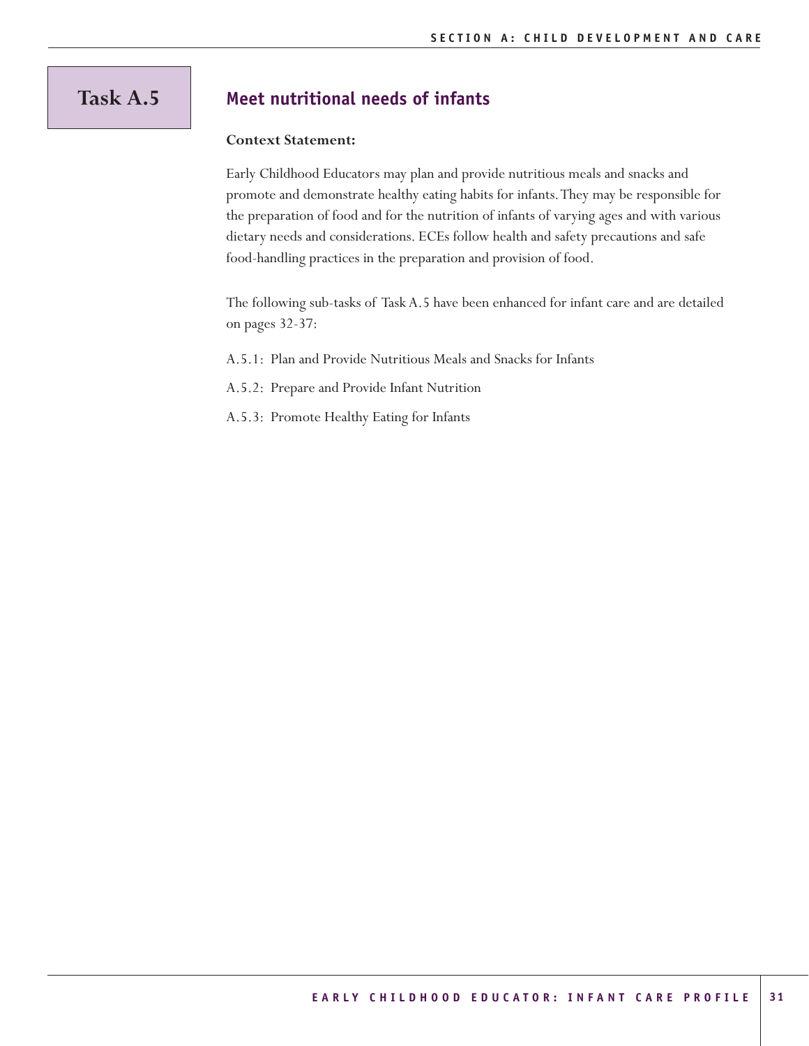# Task A.5

## Meet nutritional needs of infants

**Context Statement:**

Early Childhood Educators may plan and provide nutritious meals and snacks and promote and demonstrate healthy eating habits for infants. They may be responsible for the preparation of food and for the nutrition of infants of varying ages and with various dietary needs and considerations. ECEs follow health and safety precautions and safe food-handling practices in the preparation and provision of food.

The following sub-tasks of Task A.5 have been enhanced for infant care and are detailed on pages 32-37:

A.5.1: Plan and Provide Nutritious Meals and Snacks for Infants

A.5.2: Prepare and Provide Infant Nutrition

A.5.3: Promote Healthy Eating for Infants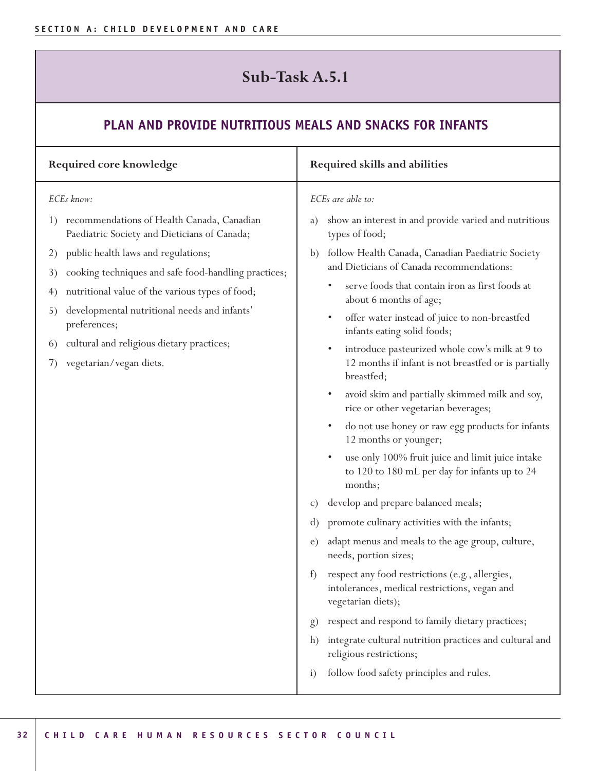## Sub-Task A.5.1

### PLAN AND PROVIDE NUTRITIOUS MEALS AND SNACKS FOR INFANTS

| Required core knowledge | Required skills and abilities |
| --- | --- |
| *ECEs know:*<br>1) recommendations of Health Canada, Canadian Paediatric Society and Dieticians of Canada;<br>2) public health laws and regulations;<br>3) cooking techniques and safe food-handling practices;<br>4) nutritional value of the various types of food;<br>5) developmental nutritional needs and infants' preferences;<br>6) cultural and religious dietary practices;<br>7) vegetarian/vegan diets. | *ECEs are able to:*<br>a) show an interest in and provide varied and nutritious types of food;<br>b) follow Health Canada, Canadian Paediatric Society and Dieticians of Canada recommendations:<br>• serve foods that contain iron as first foods at about 6 months of age;<br>• offer water instead of juice to non-breastfed infants eating solid foods;<br>• introduce pasteurized whole cow's milk at 9 to 12 months if infant is not breastfed or is partially breastfed;<br>• avoid skim and partially skimmed milk and soy, rice or other vegetarian beverages;<br>• do not use honey or raw egg products for infants 12 months or younger;<br>• use only 100% fruit juice and limit juice intake to 120 to 180 mL per day for infants up to 24 months;<br>c) develop and prepare balanced meals;<br>d) promote culinary activities with the infants;<br>e) adapt menus and meals to the age group, culture, needs, portion sizes;<br>f) respect any food restrictions (e.g., allergies, intolerances, medical restrictions, vegan and vegetarian diets);<br>g) respect and respond to family dietary practices;<br>h) integrate cultural nutrition practices and cultural and religious restrictions;<br>i) follow food safety principles and rules. |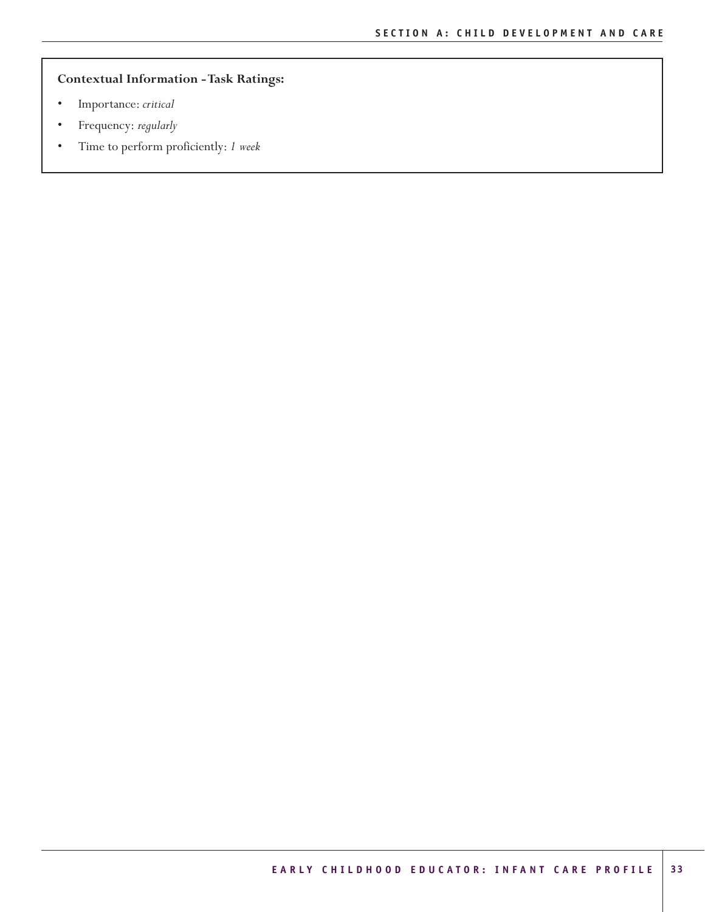**Contextual Information - Task Ratings:**

- Importance: *critical*
- Frequency: *regularly*
- Time to perform proficiently: *1 week*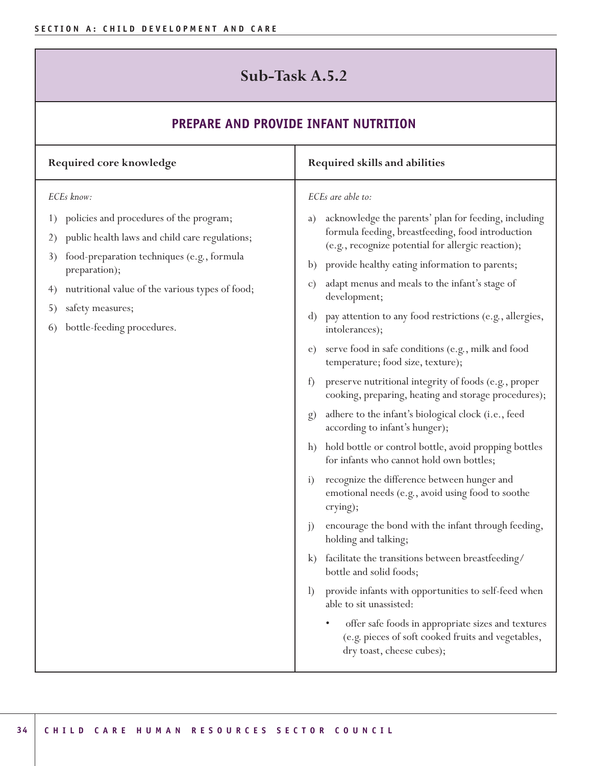# Sub-Task A.5.2

## PREPARE AND PROVIDE INFANT NUTRITION

| Required core knowledge | Required skills and abilities |
|---|---|
| *ECEs know:*<br>1) policies and procedures of the program;<br>2) public health laws and child care regulations;<br>3) food-preparation techniques (e.g., formula preparation);<br>4) nutritional value of the various types of food;<br>5) safety measures;<br>6) bottle-feeding procedures. | *ECEs are able to:*<br>a) acknowledge the parents' plan for feeding, including formula feeding, breastfeeding, food introduction (e.g., recognize potential for allergic reaction);<br>b) provide healthy eating information to parents;<br>c) adapt menus and meals to the infant's stage of development;<br>d) pay attention to any food restrictions (e.g., allergies, intolerances);<br>e) serve food in safe conditions (e.g., milk and food temperature; food size, texture);<br>f) preserve nutritional integrity of foods (e.g., proper cooking, preparing, heating and storage procedures);<br>g) adhere to the infant's biological clock (i.e., feed according to infant's hunger);<br>h) hold bottle or control bottle, avoid propping bottles for infants who cannot hold own bottles;<br>i) recognize the difference between hunger and emotional needs (e.g., avoid using food to soothe crying);<br>j) encourage the bond with the infant through feeding, holding and talking;<br>k) facilitate the transitions between breastfeeding/bottle and solid foods;<br>l) provide infants with opportunities to self-feed when able to sit unassisted:<br>• offer safe foods in appropriate sizes and textures (e.g. pieces of soft cooked fruits and vegetables, dry toast, cheese cubes); |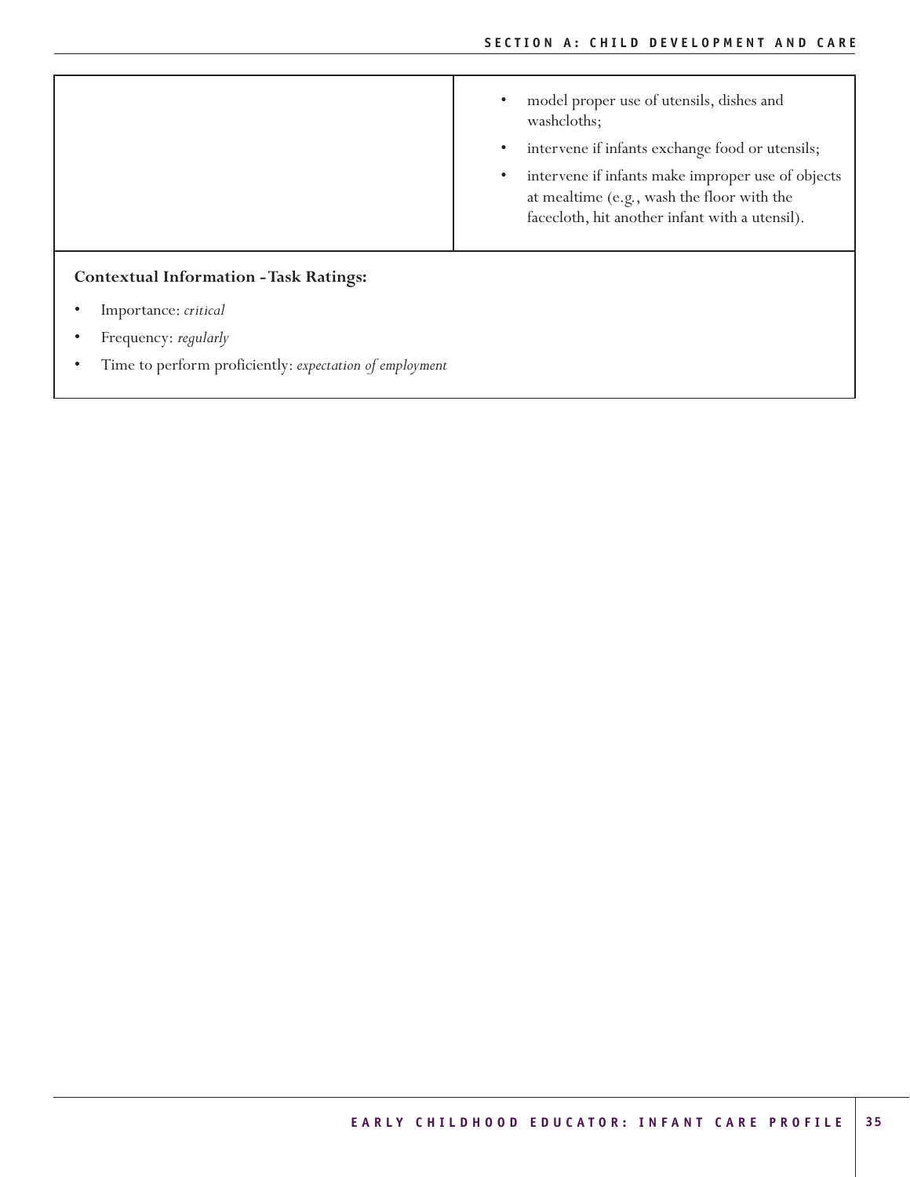| | |
|---|---|
| | • model proper use of utensils, dishes and washcloths;<br>• intervene if infants exchange food or utensils;<br>• intervene if infants make improper use of objects at mealtime (e.g., wash the floor with the facecloth, hit another infant with a utensil). |

**Contextual Information - Task Ratings:**

- Importance: *critical*
- Frequency: *regularly*
- Time to perform proficiently: *expectation of employment*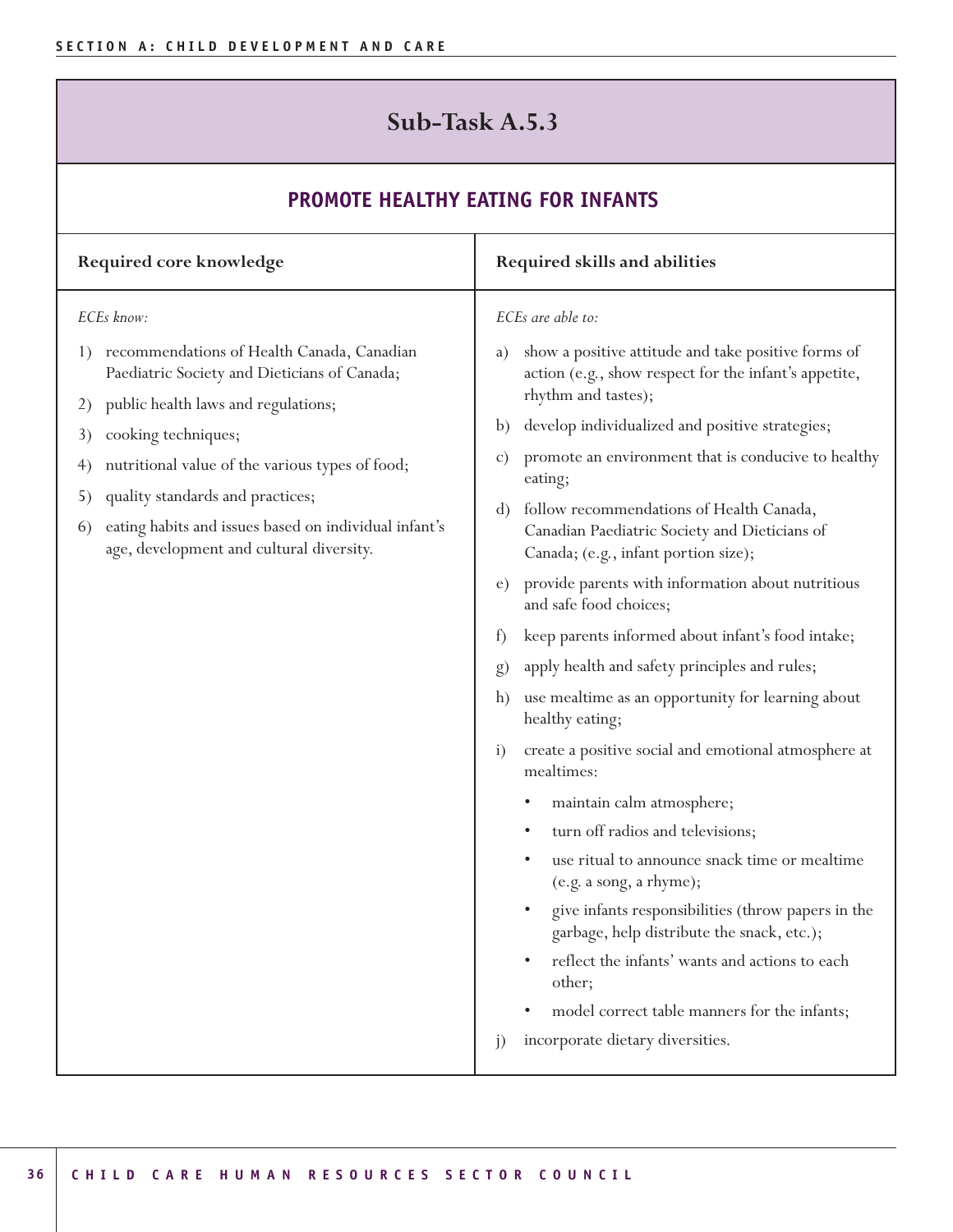# Sub-Task A.5.3

## PROMOTE HEALTHY EATING FOR INFANTS

| Required core knowledge | Required skills and abilities |
|---|---|
| *ECEs know:*<br><br>1) recommendations of Health Canada, Canadian Paediatric Society and Dieticians of Canada;<br>2) public health laws and regulations;<br>3) cooking techniques;<br>4) nutritional value of the various types of food;<br>5) quality standards and practices;<br>6) eating habits and issues based on individual infant's age, development and cultural diversity. | *ECEs are able to:*<br><br>a) show a positive attitude and take positive forms of action (e.g., show respect for the infant's appetite, rhythm and tastes);<br>b) develop individualized and positive strategies;<br>c) promote an environment that is conducive to healthy eating;<br>d) follow recommendations of Health Canada, Canadian Paediatric Society and Dieticians of Canada; (e.g., infant portion size);<br>e) provide parents with information about nutritious and safe food choices;<br>f) keep parents informed about infant's food intake;<br>g) apply health and safety principles and rules;<br>h) use mealtime as an opportunity for learning about healthy eating;<br>i) create a positive social and emotional atmosphere at mealtimes:<br>• maintain calm atmosphere;<br>• turn off radios and televisions;<br>• use ritual to announce snack time or mealtime (e.g. a song, a rhyme);<br>• give infants responsibilities (throw papers in the garbage, help distribute the snack, etc.);<br>• reflect the infants' wants and actions to each other;<br>• model correct table manners for the infants;<br>j) incorporate dietary diversities. |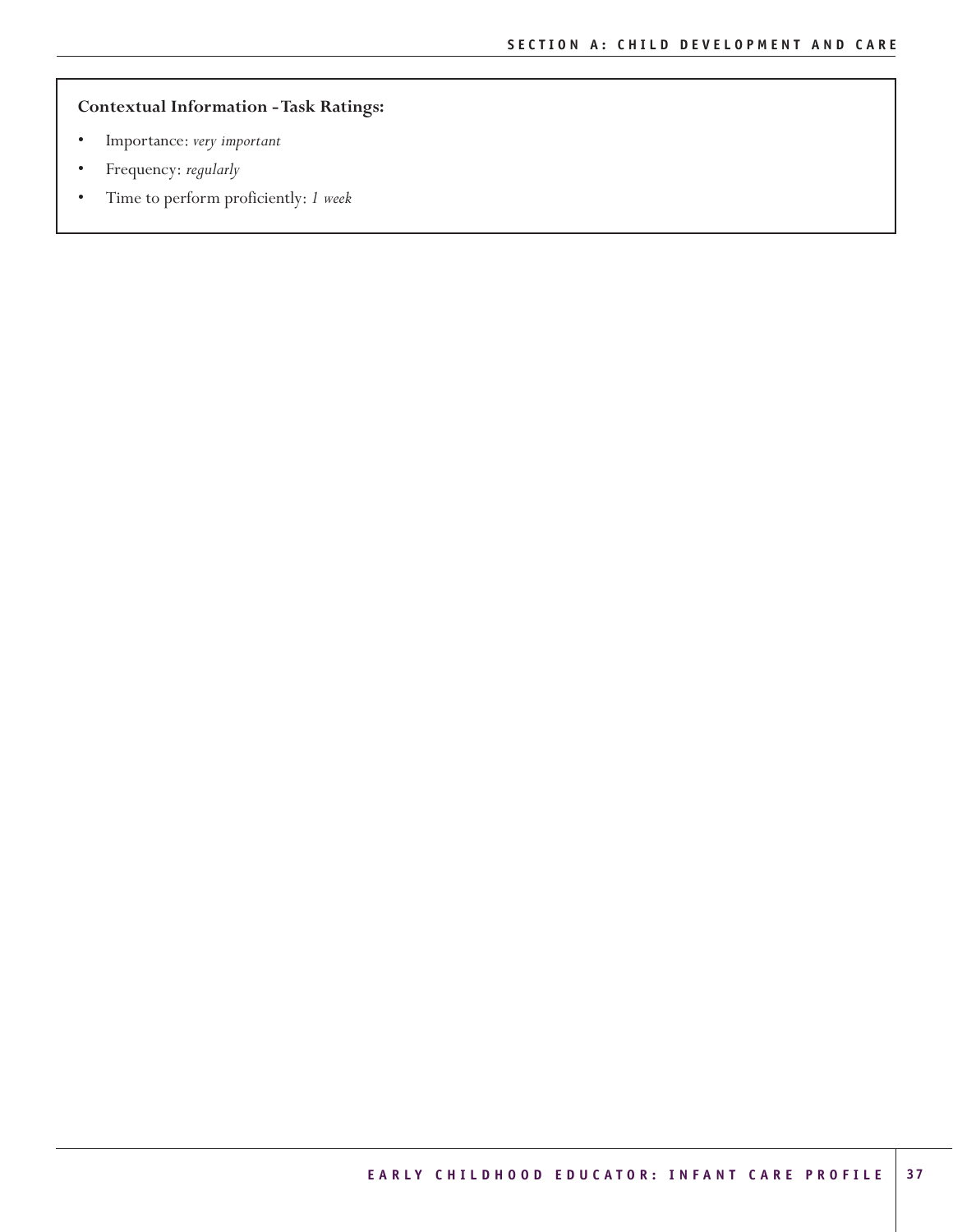**Contextual Information - Task Ratings:**

- Importance: *very important*
- Frequency: *regularly*
- Time to perform proficiently: *1 week*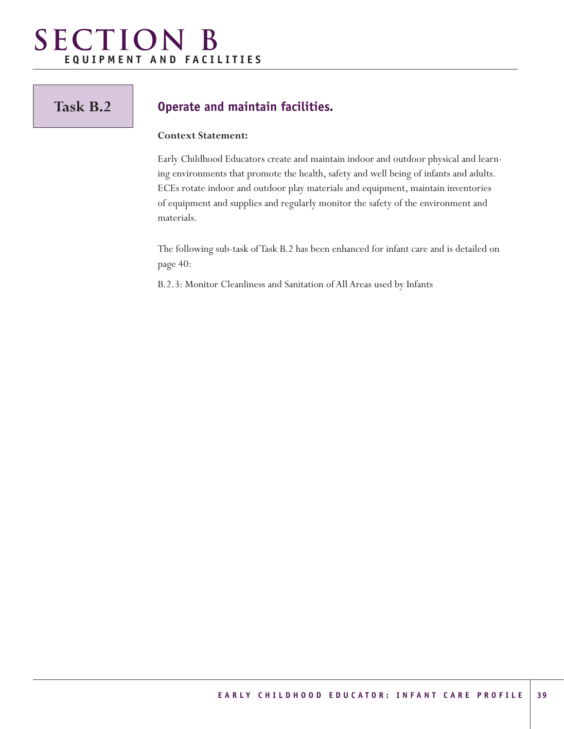# SECTION B
## EQUIPMENT AND FACILITIES

### Task B.2

### Operate and maintain facilities.

**Context Statement:**

Early Childhood Educators create and maintain indoor and outdoor physical and learning environments that promote the health, safety and well being of infants and adults. ECEs rotate indoor and outdoor play materials and equipment, maintain inventories of equipment and supplies and regularly monitor the safety of the environment and materials.

The following sub-task of Task B.2 has been enhanced for infant care and is detailed on page 40:

B.2.3: Monitor Cleanliness and Sanitation of All Areas used by Infants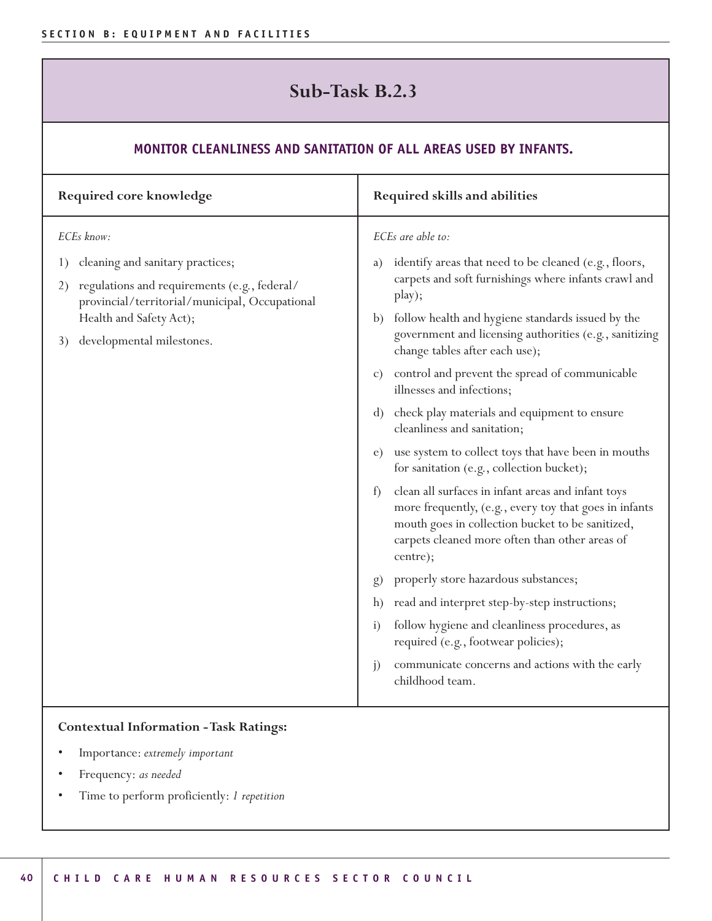# Sub-Task B.2.3

## MONITOR CLEANLINESS AND SANITATION OF ALL AREAS USED BY INFANTS.

**Required core knowledge**

*ECEs know:*

1) cleaning and sanitary practices;
2) regulations and requirements (e.g., federal/provincial/territorial/municipal, Occupational Health and Safety Act);
3) developmental milestones.

**Required skills and abilities**

*ECEs are able to:*

a) identify areas that need to be cleaned (e.g., floors, carpets and soft furnishings where infants crawl and play);
b) follow health and hygiene standards issued by the government and licensing authorities (e.g., sanitizing change tables after each use);
c) control and prevent the spread of communicable illnesses and infections;
d) check play materials and equipment to ensure cleanliness and sanitation;
e) use system to collect toys that have been in mouths for sanitation (e.g., collection bucket);
f) clean all surfaces in infant areas and infant toys more frequently, (e.g., every toy that goes in infants mouth goes in collection bucket to be sanitized, carpets cleaned more often than other areas of centre);
g) properly store hazardous substances;
h) read and interpret step-by-step instructions;
i) follow hygiene and cleanliness procedures, as required (e.g., footwear policies);
j) communicate concerns and actions with the early childhood team.

**Contextual Information - Task Ratings:**

- Importance: *extremely important*
- Frequency: *as needed*
- Time to perform proficiently: *1 repetition*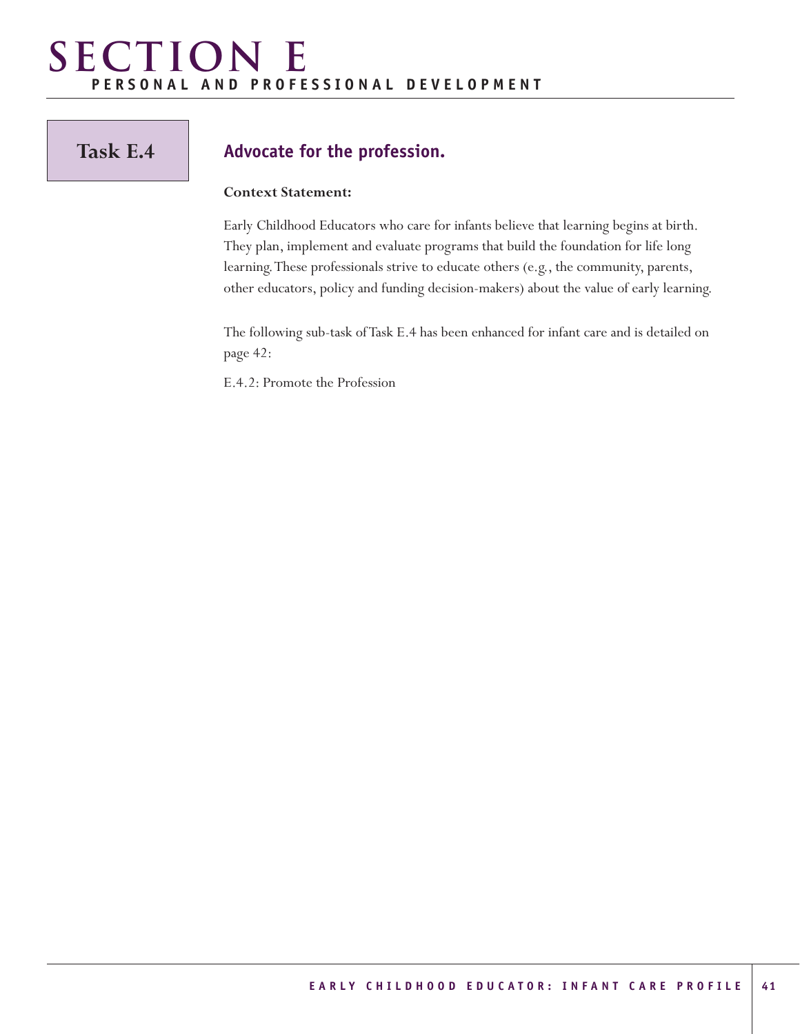# SECTION E

## PERSONAL AND PROFESSIONAL DEVELOPMENT

### Task E.4

### Advocate for the profession.

**Context Statement:**

Early Childhood Educators who care for infants believe that learning begins at birth. They plan, implement and evaluate programs that build the foundation for life long learning. These professionals strive to educate others (e.g., the community, parents, other educators, policy and funding decision-makers) about the value of early learning.

The following sub-task of Task E.4 has been enhanced for infant care and is detailed on page 42:

E.4.2: Promote the Profession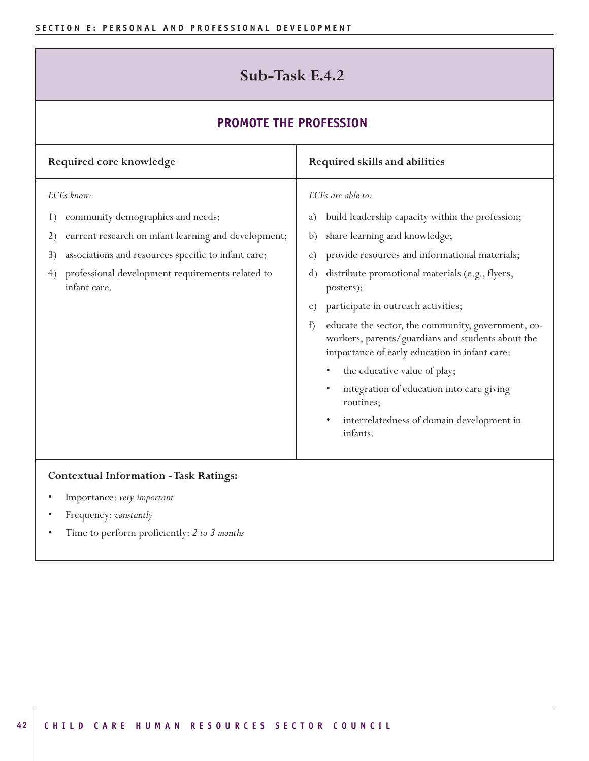# Sub-Task E.4.2

## PROMOTE THE PROFESSION

| Required core knowledge | Required skills and abilities |
|---|---|
| *ECEs know:*<br>1) community demographics and needs;<br>2) current research on infant learning and development;<br>3) associations and resources specific to infant care;<br>4) professional development requirements related to infant care. | *ECEs are able to:*<br>a) build leadership capacity within the profession;<br>b) share learning and knowledge;<br>c) provide resources and informational materials;<br>d) distribute promotional materials (e.g., flyers, posters);<br>e) participate in outreach activities;<br>f) educate the sector, the community, government, co-workers, parents/guardians and students about the importance of early education in infant care:<br>• the educative value of play;<br>• integration of education into care giving routines;<br>• interrelatedness of domain development in infants. |

**Contextual Information - Task Ratings:**

- Importance: *very important*
- Frequency: *constantly*
- Time to perform proficiently: *2 to 3 months*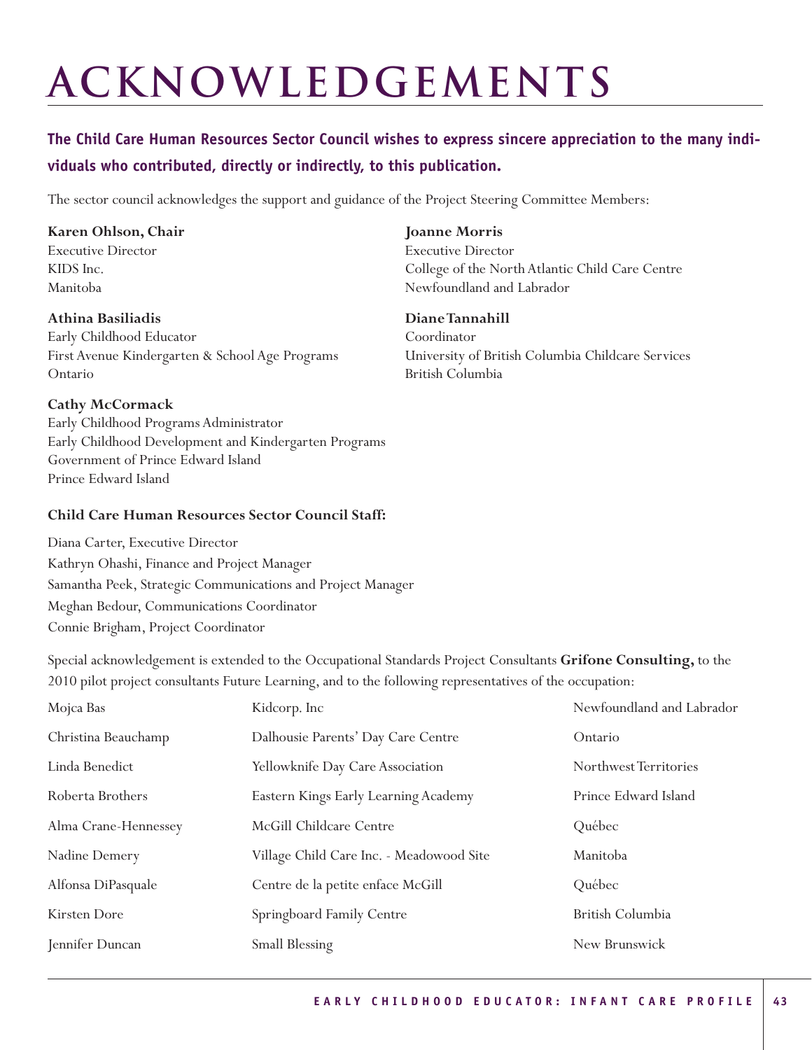# ACKNOWLEDGEMENTS

**The Child Care Human Resources Sector Council wishes to express sincere appreciation to the many individuals who contributed, directly or indirectly, to this publication.**

The sector council acknowledges the support and guidance of the Project Steering Committee Members:

**Karen Ohlson, Chair**
Executive Director
KIDS Inc.
Manitoba

**Athina Basiliadis**
Early Childhood Educator
First Avenue Kindergarten & School Age Programs
Ontario

**Cathy McCormack**
Early Childhood Programs Administrator
Early Childhood Development and Kindergarten Programs
Government of Prince Edward Island
Prince Edward Island

**Joanne Morris**
Executive Director
College of the North Atlantic Child Care Centre
Newfoundland and Labrador

**Diane Tannahill**
Coordinator
University of British Columbia Childcare Services
British Columbia

**Child Care Human Resources Sector Council Staff:**

Diana Carter, Executive Director
Kathryn Ohashi, Finance and Project Manager
Samantha Peek, Strategic Communications and Project Manager
Meghan Bedour, Communications Coordinator
Connie Brigham, Project Coordinator

Special acknowledgement is extended to the Occupational Standards Project Consultants **Grifone Consulting,** to the 2010 pilot project consultants Future Learning, and to the following representatives of the occupation:

| | | |
|---|---|---|
| Mojca Bas | Kidcorp. Inc | Newfoundland and Labrador |
| Christina Beauchamp | Dalhousie Parents' Day Care Centre | Ontario |
| Linda Benedict | Yellowknife Day Care Association | Northwest Territories |
| Roberta Brothers | Eastern Kings Early Learning Academy | Prince Edward Island |
| Alma Crane-Hennessey | McGill Childcare Centre | Québec |
| Nadine Demery | Village Child Care Inc. - Meadowood Site | Manitoba |
| Alfonsa DiPasquale | Centre de la petite enface McGill | Québec |
| Kirsten Dore | Springboard Family Centre | British Columbia |
| Jennifer Duncan | Small Blessing | New Brunswick |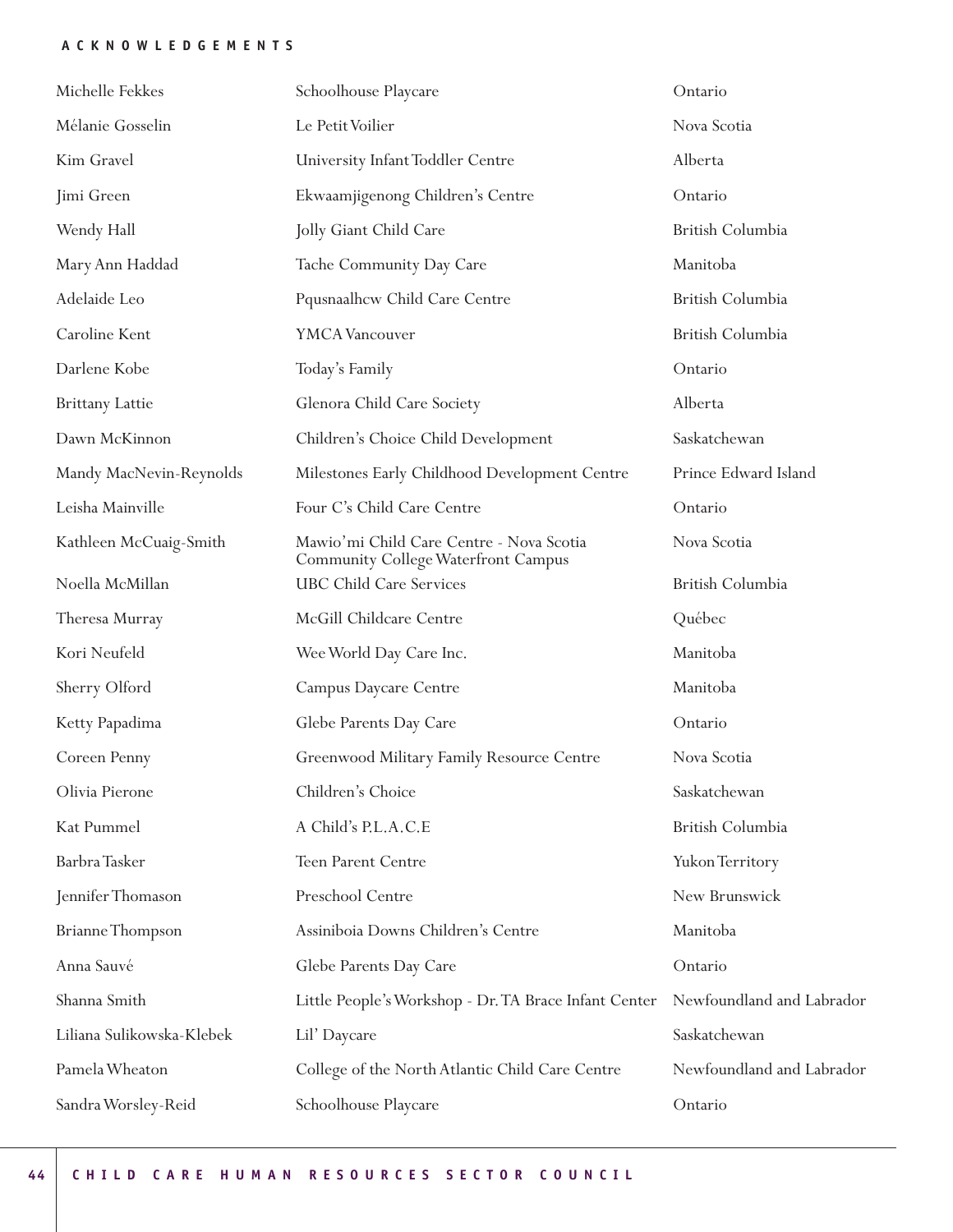| | | |
|---|---|---|
| Michelle Fekkes | Schoolhouse Playcare | Ontario |
| Mélanie Gosselin | Le Petit Voilier | Nova Scotia |
| Kim Gravel | University Infant Toddler Centre | Alberta |
| Jimi Green | Ekwaamjigenong Children's Centre | Ontario |
| Wendy Hall | Jolly Giant Child Care | British Columbia |
| Mary Ann Haddad | Tache Community Day Care | Manitoba |
| Adelaide Leo | Pqusnaalhcw Child Care Centre | British Columbia |
| Caroline Kent | YMCA Vancouver | British Columbia |
| Darlene Kobe | Today's Family | Ontario |
| Brittany Lattie | Glenora Child Care Society | Alberta |
| Dawn McKinnon | Children's Choice Child Development | Saskatchewan |
| Mandy MacNevin-Reynolds | Milestones Early Childhood Development Centre | Prince Edward Island |
| Leisha Mainville | Four C's Child Care Centre | Ontario |
| Kathleen McCuaig-Smith | Mawio'mi Child Care Centre - Nova Scotia Community College Waterfront Campus | Nova Scotia |
| Noella McMillan | UBC Child Care Services | British Columbia |
| Theresa Murray | McGill Childcare Centre | Québec |
| Kori Neufeld | Wee World Day Care Inc. | Manitoba |
| Sherry Olford | Campus Daycare Centre | Manitoba |
| Ketty Papadima | Glebe Parents Day Care | Ontario |
| Coreen Penny | Greenwood Military Family Resource Centre | Nova Scotia |
| Olivia Pierone | Children's Choice | Saskatchewan |
| Kat Pummel | A Child's P.L.A.C.E | British Columbia |
| Barbra Tasker | Teen Parent Centre | Yukon Territory |
| Jennifer Thomason | Preschool Centre | New Brunswick |
| Brianne Thompson | Assiniboia Downs Children's Centre | Manitoba |
| Anna Sauvé | Glebe Parents Day Care | Ontario |
| Shanna Smith | Little People's Workshop - Dr. TA Brace Infant Center | Newfoundland and Labrador |
| Liliana Sulikowska-Klebek | Lil' Daycare | Saskatchewan |
| Pamela Wheaton | College of the North Atlantic Child Care Centre | Newfoundland and Labrador |
| Sandra Worsley-Reid | Schoolhouse Playcare | Ontario |